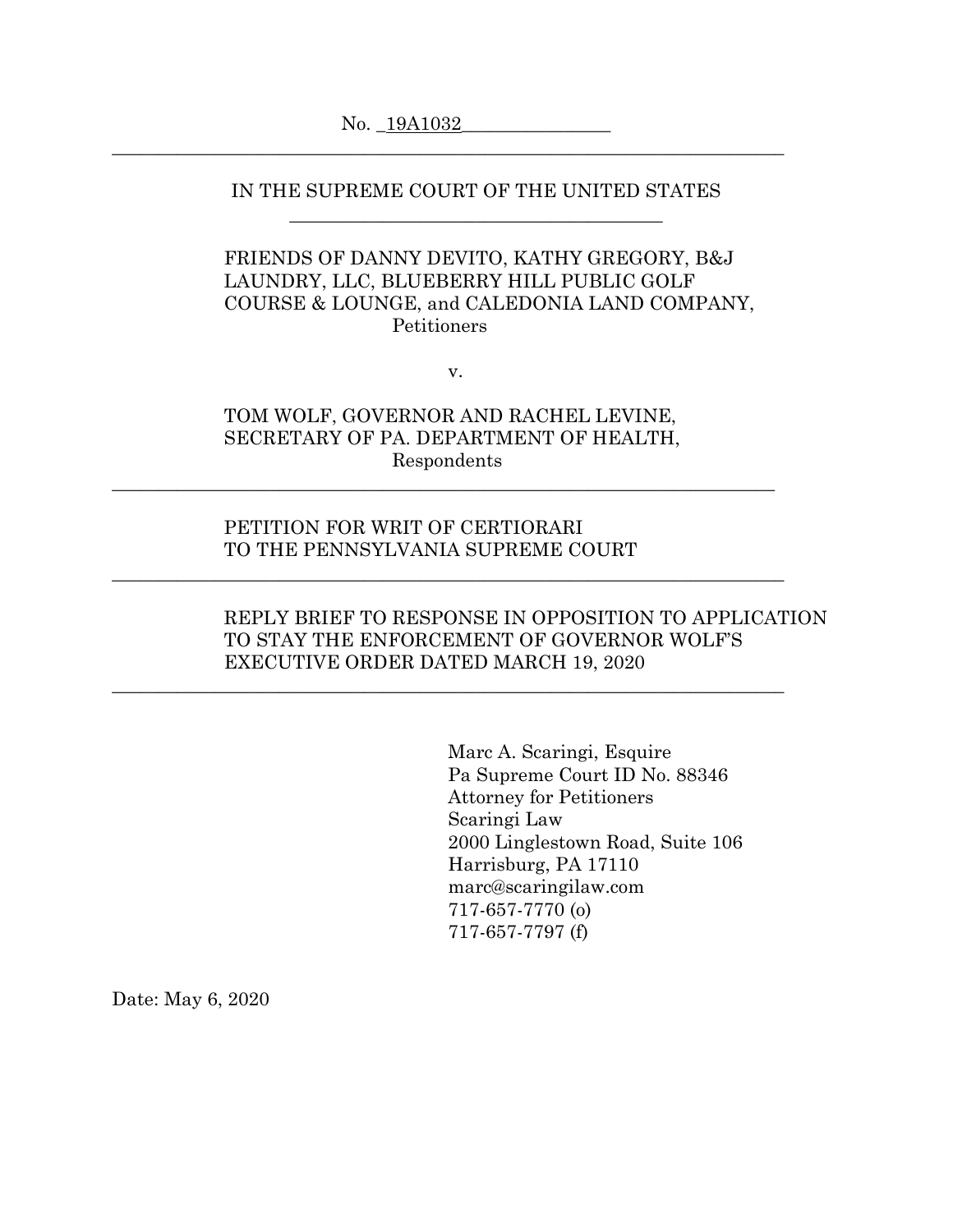No. 19A1032

---

IN THE SUPREME COURT OF THE UNITED STATES

---

FRIENDS OF DANNY DEVITO, KATHY GREGORY, B&J LAUNDRY, LLC, BLUEBERRY HILL PUBLIC GOLF COURSE & LOUNGE, and CALEDONIA LAND COMPANY,
Petitioners

v.

TOM WOLF, GOVERNOR AND RACHEL LEVINE, SECRETARY OF PA. DEPARTMENT OF HEALTH,
Respondents

---

PETITION FOR WRIT OF CERTIORARI
TO THE PENNSYLVANIA SUPREME COURT

---

REPLY BRIEF TO RESPONSE IN OPPOSITION TO APPLICATION TO STAY THE ENFORCEMENT OF GOVERNOR WOLF'S EXECUTIVE ORDER DATED MARCH 19, 2020

---

Marc A. Scaringi, Esquire
Pa Supreme Court ID No. 88346
Attorney for Petitioners
Scaringi Law
2000 Linglestown Road, Suite 106
Harrisburg, PA 17110
marc@scaringilaw.com
717-657-7770 (o)
717-657-7797 (f)

Date: May 6, 2020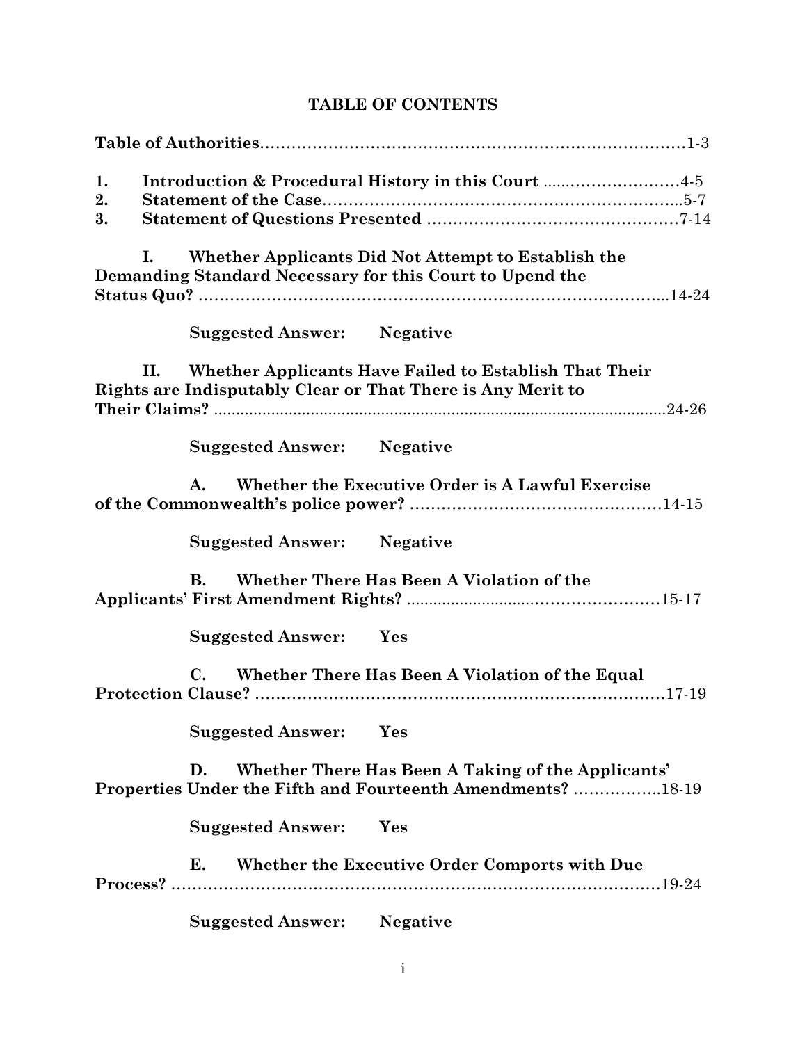## TABLE OF CONTENTS

**Table of Authorities**......................................................................................1-3

1. **Introduction & Procedural History in this Court** ...............................4-5
2. **Statement of the Case**..........................................................................5-7
3. **Statement of Questions Presented** ....................................................7-14

**I. Whether Applicants Did Not Attempt to Establish the Demanding Standard Necessary for this Court to Upend the Status Quo?** ...........................................................................................14-24

**Suggested Answer: Negative**

**II. Whether Applicants Have Failed to Establish That Their Rights are Indisputably Clear or That There is Any Merit to Their Claims?** ...................................................................................................24-26

**Suggested Answer: Negative**

**A. Whether the Executive Order is A Lawful Exercise of the Commonwealth's police power?** ..................................................14-15

**Suggested Answer: Negative**

**B. Whether There Has Been A Violation of the Applicants' First Amendment Rights?** ..........................................................15-17

**Suggested Answer: Yes**

**C. Whether There Has Been A Violation of the Equal Protection Clause?** ...................................................................................17-19

**Suggested Answer: Yes**

**D. Whether There Has Been A Taking of the Applicants' Properties Under the Fifth and Fourteenth Amendments?** .................18-19

**Suggested Answer: Yes**

**E. Whether the Executive Order Comports with Due Process?** ...........................................................................................................19-24

**Suggested Answer: Negative**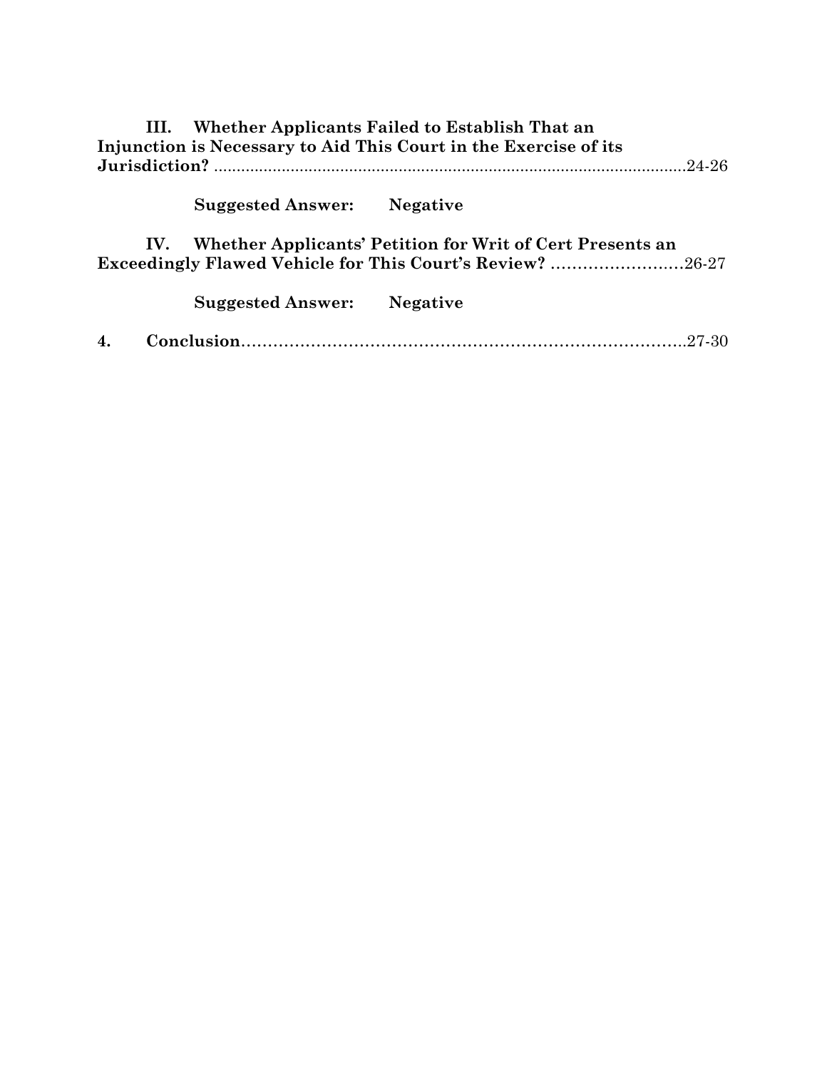**III. Whether Applicants Failed to Establish That an Injunction is Necessary to Aid This Court in the Exercise of its Jurisdiction?** .........................................................................................................24-26

**Suggested Answer: Negative**

**IV. Whether Applicants' Petition for Writ of Cert Presents an Exceedingly Flawed Vehicle for This Court's Review?** .........................26-27

**Suggested Answer: Negative**

**4. Conclusion**.....................................................................................27-30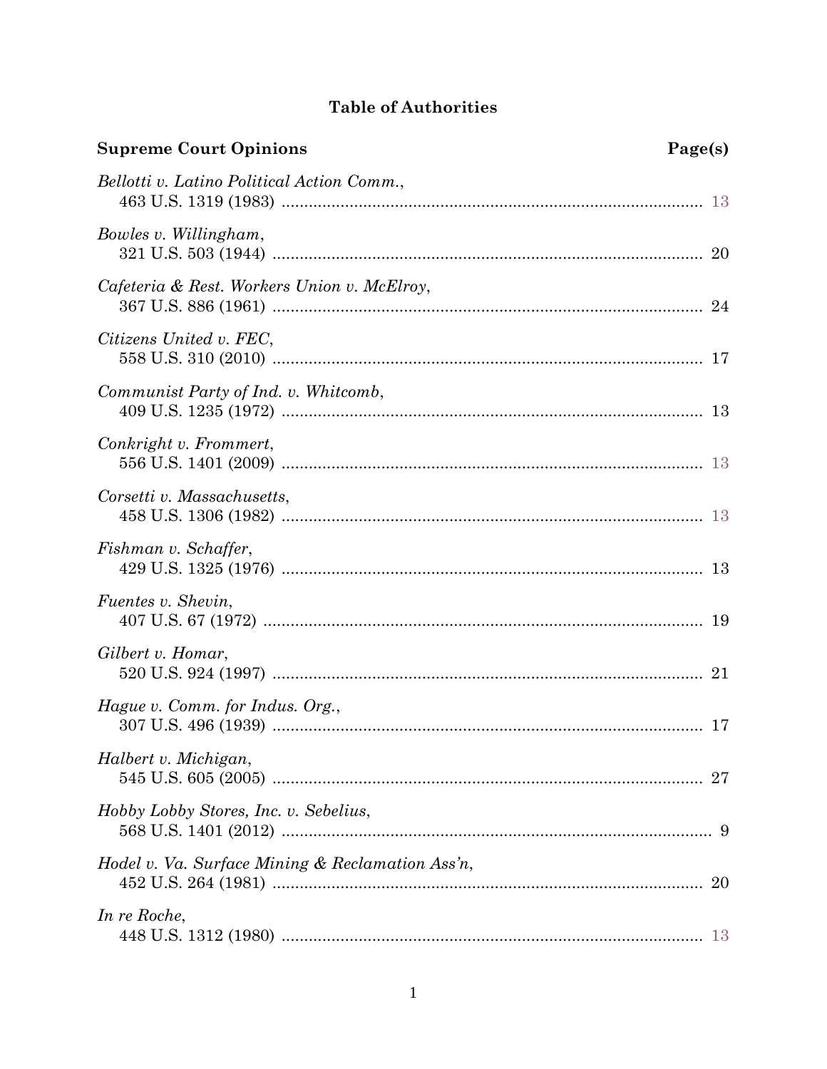**Table of Authorities**

**Supreme Court Opinions** **Page(s)**

*Bellotti v. Latino Political Action Comm.*,
463 U.S. 1319 (1983) .......... 13

*Bowles v. Willingham*,
321 U.S. 503 (1944) .......... 20

*Cafeteria & Rest. Workers Union v. McElroy*,
367 U.S. 886 (1961) .......... 24

*Citizens United v. FEC*,
558 U.S. 310 (2010) .......... 17

*Communist Party of Ind. v. Whitcomb*,
409 U.S. 1235 (1972) .......... 13

*Conkright v. Frommert*,
556 U.S. 1401 (2009) .......... 13

*Corsetti v. Massachusetts*,
458 U.S. 1306 (1982) .......... 13

*Fishman v. Schaffer*,
429 U.S. 1325 (1976) .......... 13

*Fuentes v. Shevin*,
407 U.S. 67 (1972) .......... 19

*Gilbert v. Homar*,
520 U.S. 924 (1997) .......... 21

*Hague v. Comm. for Indus. Org.*,
307 U.S. 496 (1939) .......... 17

*Halbert v. Michigan*,
545 U.S. 605 (2005) .......... 27

*Hobby Lobby Stores, Inc. v. Sebelius*,
568 U.S. 1401 (2012) .......... 9

*Hodel v. Va. Surface Mining & Reclamation Ass'n*,
452 U.S. 264 (1981) .......... 20

*In re Roche*,
448 U.S. 1312 (1980) .......... 13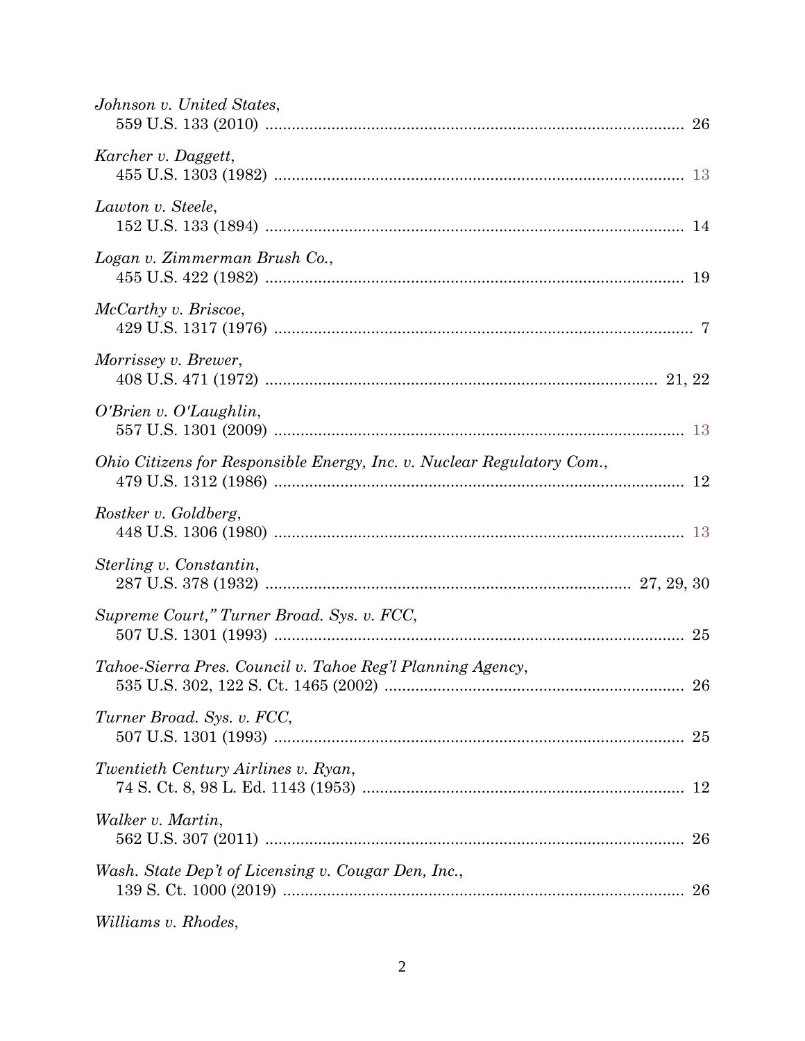*Johnson v. United States*,
559 U.S. 133 (2010) ........................................................................................ 26

*Karcher v. Daggett*,
455 U.S. 1303 (1982) ...................................................................................... 13

*Lawton v. Steele*,
152 U.S. 133 (1894) ........................................................................................ 14

*Logan v. Zimmerman Brush Co.*,
455 U.S. 422 (1982) ........................................................................................ 19

*McCarthy v. Briscoe*,
429 U.S. 1317 (1976) ........................................................................................ 7

*Morrissey v. Brewer*,
408 U.S. 471 (1972) .................................................................................. 21, 22

*O'Brien v. O'Laughlin*,
557 U.S. 1301 (2009) ...................................................................................... 13

*Ohio Citizens for Responsible Energy, Inc. v. Nuclear Regulatory Com.*,
479 U.S. 1312 (1986) ...................................................................................... 12

*Rostker v. Goldberg*,
448 U.S. 1306 (1980) ...................................................................................... 13

*Sterling v. Constantin*,
287 U.S. 378 (1932) .......................................................................... 27, 29, 30

*Supreme Court," Turner Broad. Sys. v. FCC*,
507 U.S. 1301 (1993) ...................................................................................... 25

*Tahoe-Sierra Pres. Council v. Tahoe Reg'l Planning Agency*,
535 U.S. 302, 122 S. Ct. 1465 (2002) ............................................................. 26

*Turner Broad. Sys. v. FCC*,
507 U.S. 1301 (1993) ...................................................................................... 25

*Twentieth Century Airlines v. Ryan*,
74 S. Ct. 8, 98 L. Ed. 1143 (1953) .................................................................. 12

*Walker v. Martin*,
562 U.S. 307 (2011) ........................................................................................ 26

*Wash. State Dep't of Licensing v. Cougar Den, Inc.*,
139 S. Ct. 1000 (2019) .................................................................................... 26

*Williams v. Rhodes*,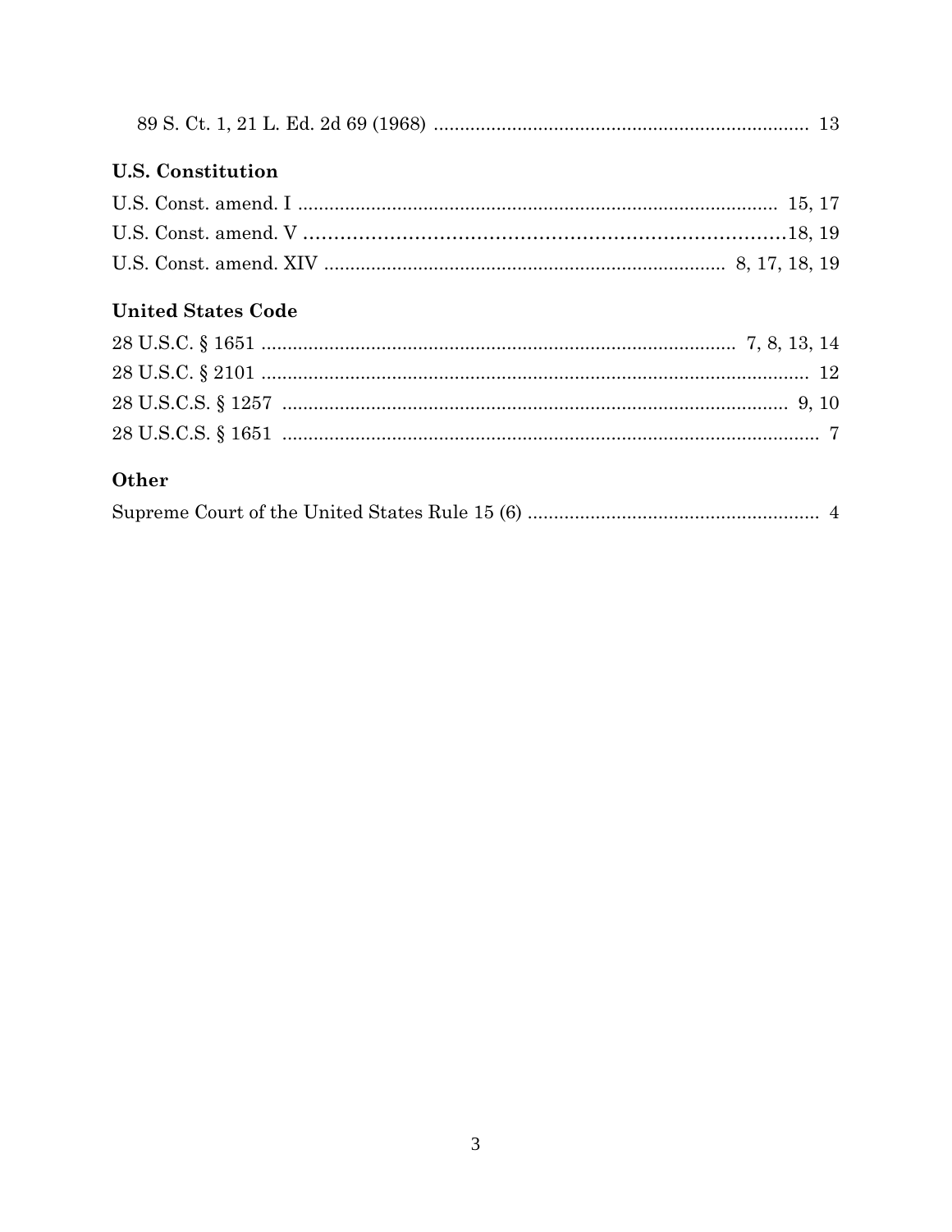89 S. Ct. 1, 21 L. Ed. 2d 69 (1968) ........................................................................ 13

### U.S. Constitution

U.S. Const. amend. I ........................................................................................... 15, 17

U.S. Const. amend. V ..........................................................................18, 19

U.S. Const. amend. XIV ............................................................................ 8, 17, 18, 19

### United States Code

28 U.S.C. § 1651 ......................................................................................... 7, 8, 13, 14

28 U.S.C. § 2101 ......................................................................................................... 12

28 U.S.C.S. § 1257 ................................................................................................ 9, 10

28 U.S.C.S. § 1651 ....................................................................................................... 7

### Other

Supreme Court of the United States Rule 15 (6) ......................................................... 4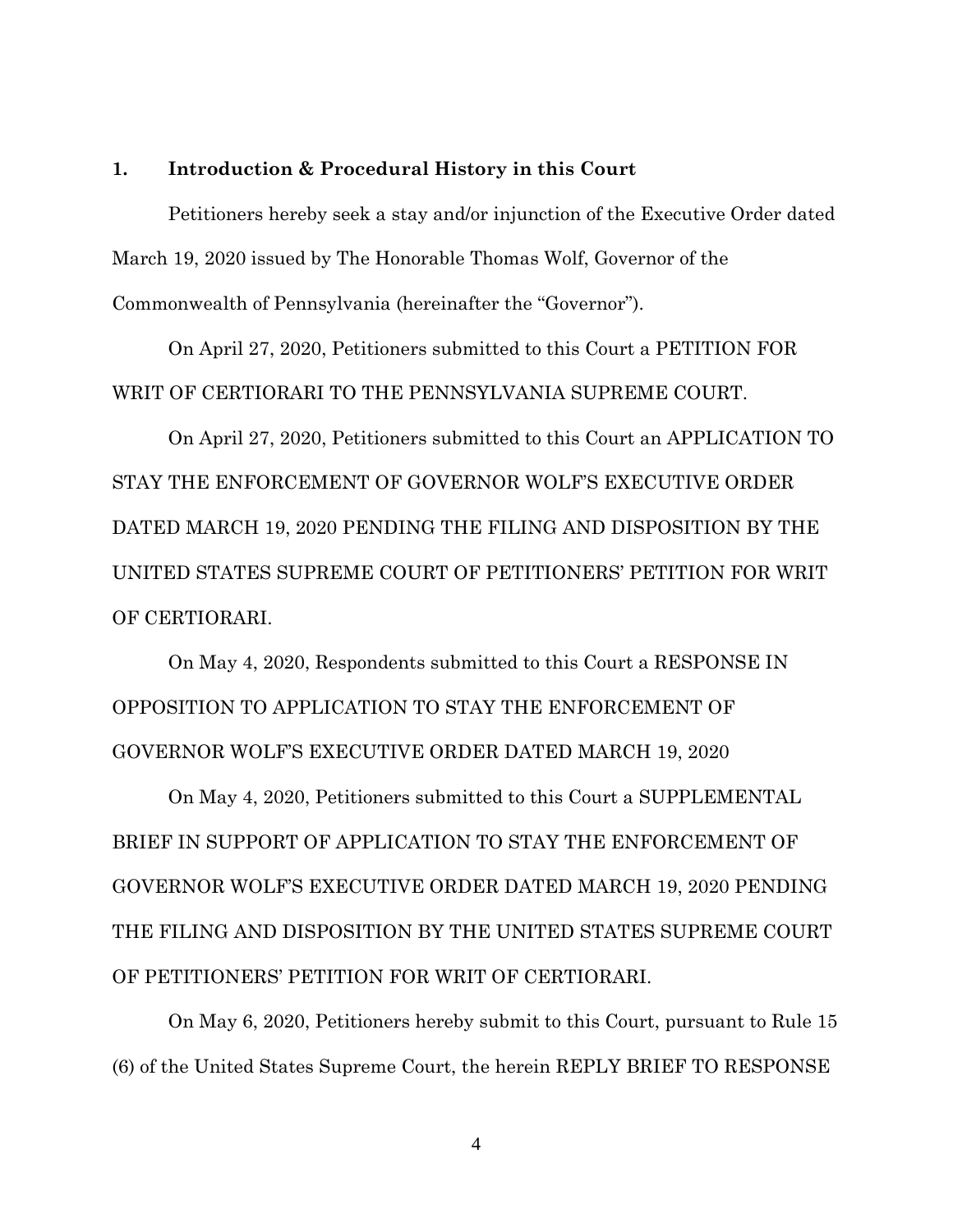### 1. Introduction & Procedural History in this Court

Petitioners hereby seek a stay and/or injunction of the Executive Order dated March 19, 2020 issued by The Honorable Thomas Wolf, Governor of the Commonwealth of Pennsylvania (hereinafter the "Governor").

On April 27, 2020, Petitioners submitted to this Court a PETITION FOR WRIT OF CERTIORARI TO THE PENNSYLVANIA SUPREME COURT.

On April 27, 2020, Petitioners submitted to this Court an APPLICATION TO STAY THE ENFORCEMENT OF GOVERNOR WOLF'S EXECUTIVE ORDER DATED MARCH 19, 2020 PENDING THE FILING AND DISPOSITION BY THE UNITED STATES SUPREME COURT OF PETITIONERS' PETITION FOR WRIT OF CERTIORARI.

On May 4, 2020, Respondents submitted to this Court a RESPONSE IN OPPOSITION TO APPLICATION TO STAY THE ENFORCEMENT OF GOVERNOR WOLF'S EXECUTIVE ORDER DATED MARCH 19, 2020

On May 4, 2020, Petitioners submitted to this Court a SUPPLEMENTAL BRIEF IN SUPPORT OF APPLICATION TO STAY THE ENFORCEMENT OF GOVERNOR WOLF'S EXECUTIVE ORDER DATED MARCH 19, 2020 PENDING THE FILING AND DISPOSITION BY THE UNITED STATES SUPREME COURT OF PETITIONERS' PETITION FOR WRIT OF CERTIORARI.

On May 6, 2020, Petitioners hereby submit to this Court, pursuant to Rule 15 (6) of the United States Supreme Court, the herein REPLY BRIEF TO RESPONSE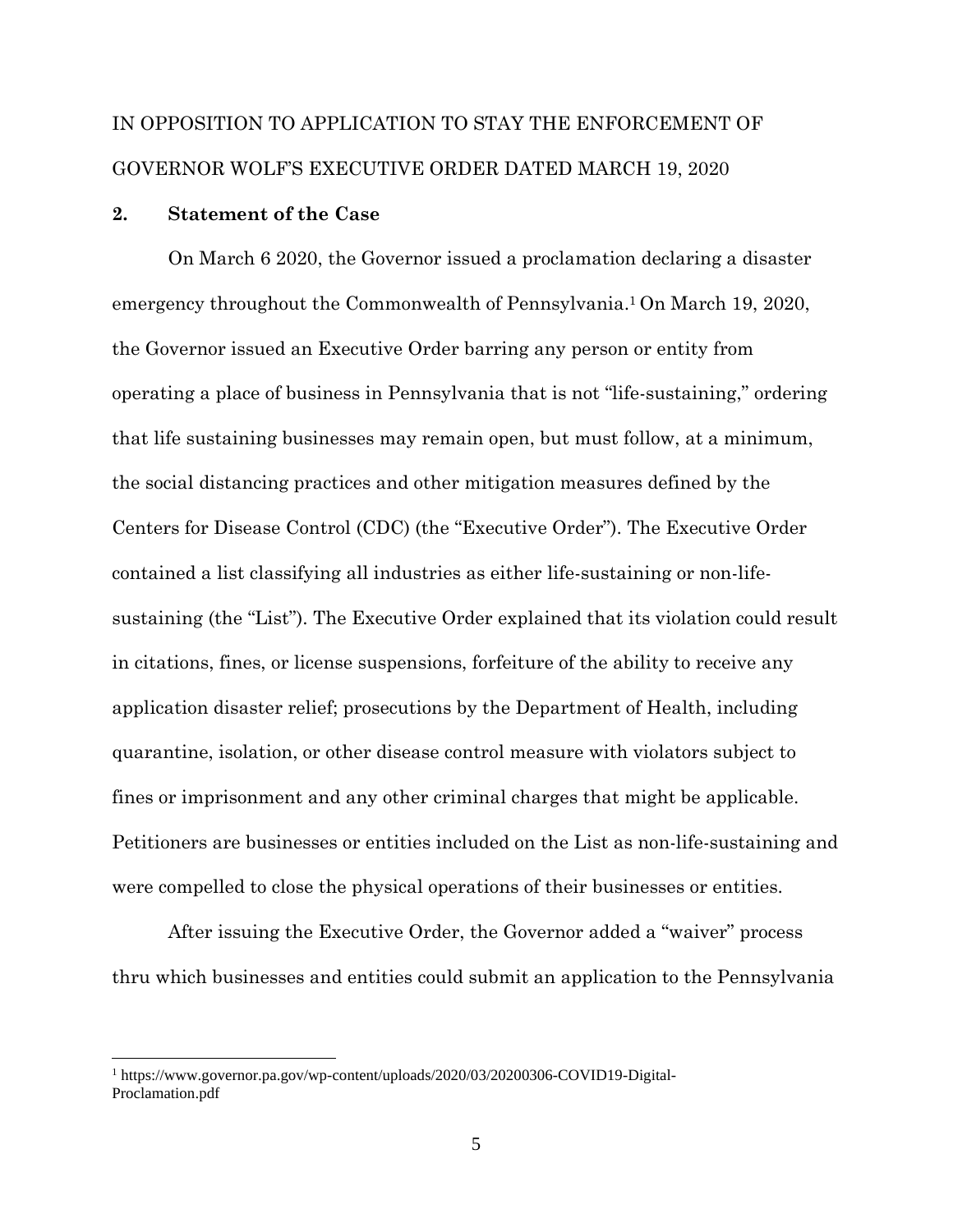IN OPPOSITION TO APPLICATION TO STAY THE ENFORCEMENT OF GOVERNOR WOLF'S EXECUTIVE ORDER DATED MARCH 19, 2020

## 2. Statement of the Case

On March 6 2020, the Governor issued a proclamation declaring a disaster emergency throughout the Commonwealth of Pennsylvania.[1] On March 19, 2020, the Governor issued an Executive Order barring any person or entity from operating a place of business in Pennsylvania that is not "life-sustaining," ordering that life sustaining businesses may remain open, but must follow, at a minimum, the social distancing practices and other mitigation measures defined by the Centers for Disease Control (CDC) (the "Executive Order"). The Executive Order contained a list classifying all industries as either life-sustaining or non-life-sustaining (the "List"). The Executive Order explained that its violation could result in citations, fines, or license suspensions, forfeiture of the ability to receive any application disaster relief; prosecutions by the Department of Health, including quarantine, isolation, or other disease control measure with violators subject to fines or imprisonment and any other criminal charges that might be applicable. Petitioners are businesses or entities included on the List as non-life-sustaining and were compelled to close the physical operations of their businesses or entities.

After issuing the Executive Order, the Governor added a "waiver" process thru which businesses and entities could submit an application to the Pennsylvania

[1] https://www.governor.pa.gov/wp-content/uploads/2020/03/20200306-COVID19-Digital-Proclamation.pdf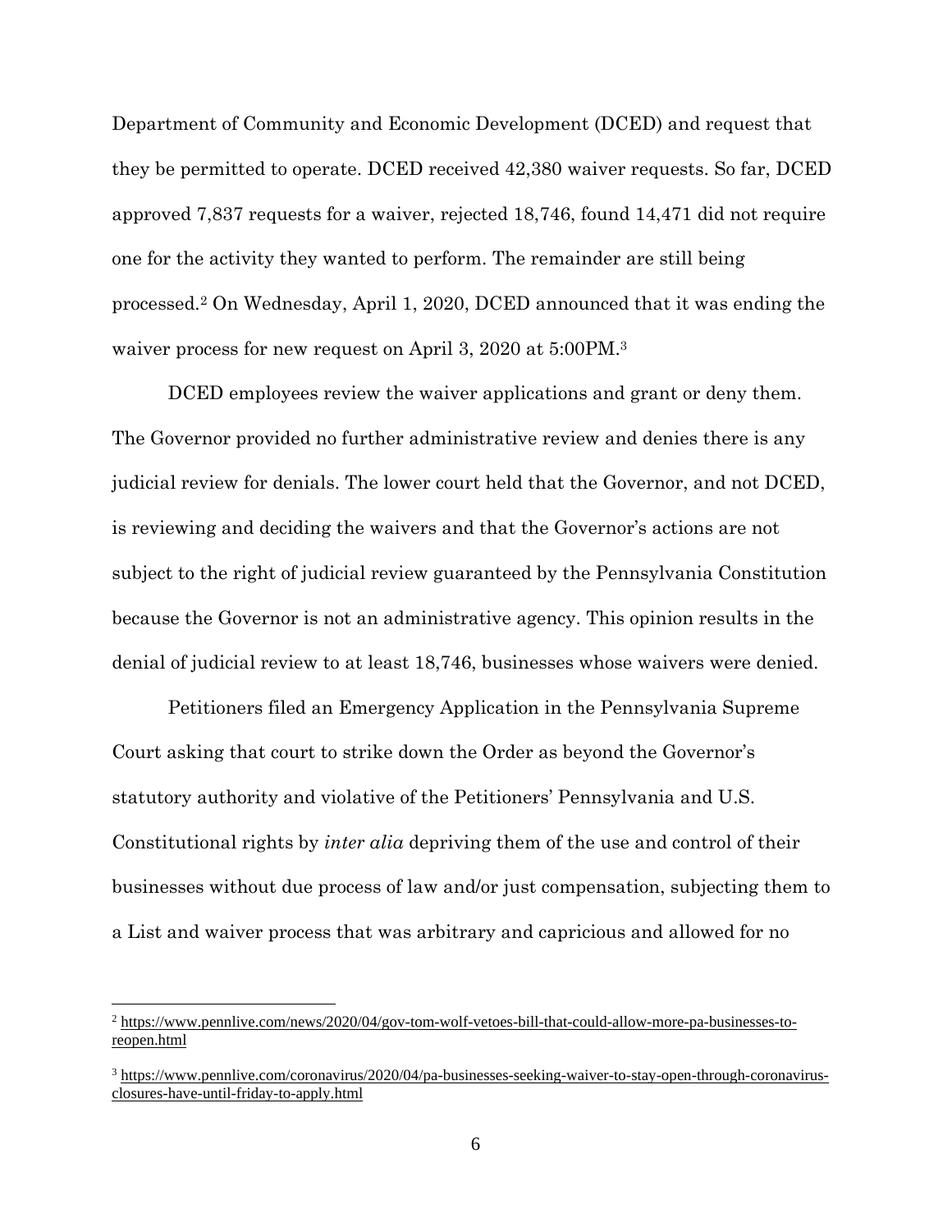Department of Community and Economic Development (DCED) and request that they be permitted to operate. DCED received 42,380 waiver requests. So far, DCED approved 7,837 requests for a waiver, rejected 18,746, found 14,471 did not require one for the activity they wanted to perform. The remainder are still being processed.[2] On Wednesday, April 1, 2020, DCED announced that it was ending the waiver process for new request on April 3, 2020 at 5:00PM.[3]

DCED employees review the waiver applications and grant or deny them. The Governor provided no further administrative review and denies there is any judicial review for denials. The lower court held that the Governor, and not DCED, is reviewing and deciding the waivers and that the Governor's actions are not subject to the right of judicial review guaranteed by the Pennsylvania Constitution because the Governor is not an administrative agency. This opinion results in the denial of judicial review to at least 18,746, businesses whose waivers were denied.

Petitioners filed an Emergency Application in the Pennsylvania Supreme Court asking that court to strike down the Order as beyond the Governor's statutory authority and violative of the Petitioners' Pennsylvania and U.S. Constitutional rights by *inter alia* depriving them of the use and control of their businesses without due process of law and/or just compensation, subjecting them to a List and waiver process that was arbitrary and capricious and allowed for no

---

[2] https://www.pennlive.com/news/2020/04/gov-tom-wolf-vetoes-bill-that-could-allow-more-pa-businesses-to-reopen.html

[3] https://www.pennlive.com/coronavirus/2020/04/pa-businesses-seeking-waiver-to-stay-open-through-coronavirus-closures-have-until-friday-to-apply.html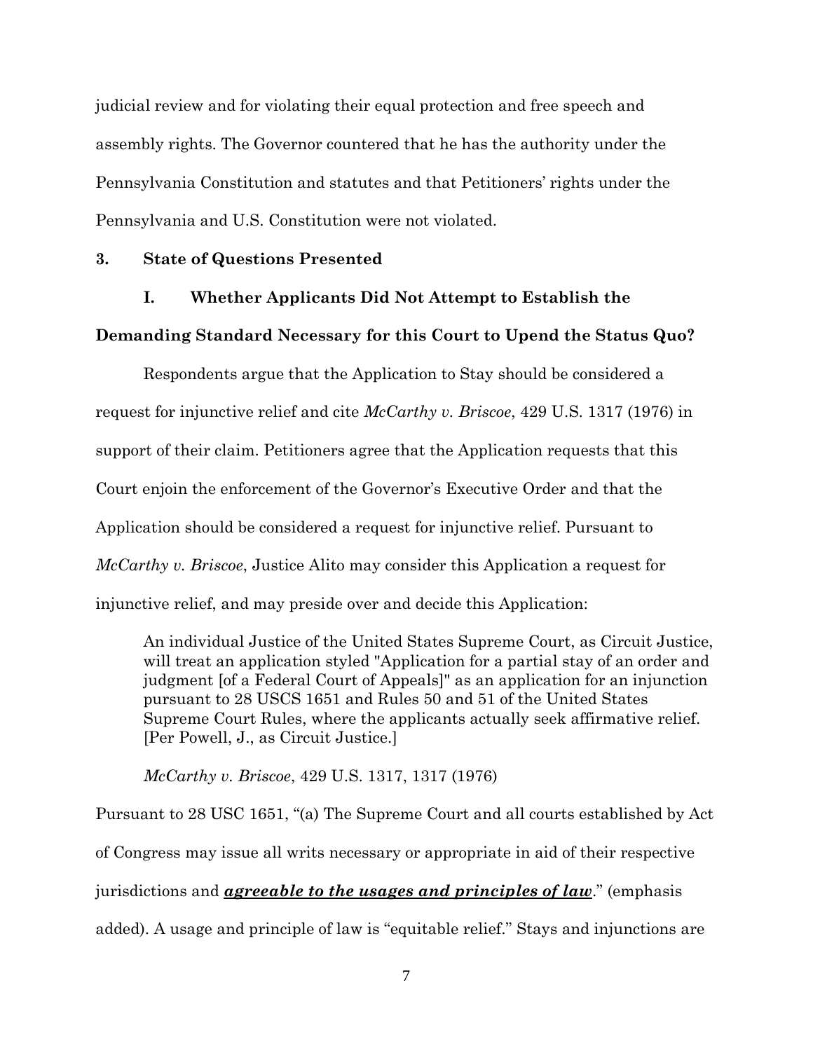judicial review and for violating their equal protection and free speech and assembly rights. The Governor countered that he has the authority under the Pennsylvania Constitution and statutes and that Petitioners' rights under the Pennsylvania and U.S. Constitution were not violated.

**3. State of Questions Presented**

**I. Whether Applicants Did Not Attempt to Establish the Demanding Standard Necessary for this Court to Upend the Status Quo?**

Respondents argue that the Application to Stay should be considered a request for injunctive relief and cite *McCarthy v. Briscoe*, 429 U.S. 1317 (1976) in support of their claim. Petitioners agree that the Application requests that this Court enjoin the enforcement of the Governor's Executive Order and that the Application should be considered a request for injunctive relief. Pursuant to *McCarthy v. Briscoe*, Justice Alito may consider this Application a request for injunctive relief, and may preside over and decide this Application:

> An individual Justice of the United States Supreme Court, as Circuit Justice, will treat an application styled "Application for a partial stay of an order and judgment [of a Federal Court of Appeals]" as an application for an injunction pursuant to 28 USCS 1651 and Rules 50 and 51 of the United States Supreme Court Rules, where the applicants actually seek affirmative relief. [Per Powell, J., as Circuit Justice.]
>
> *McCarthy v. Briscoe*, 429 U.S. 1317, 1317 (1976)

Pursuant to 28 USC 1651, "(a) The Supreme Court and all courts established by Act of Congress may issue all writs necessary or appropriate in aid of their respective jurisdictions and ***agreeable to the usages and principles of law***." (emphasis added). A usage and principle of law is "equitable relief." Stays and injunctions are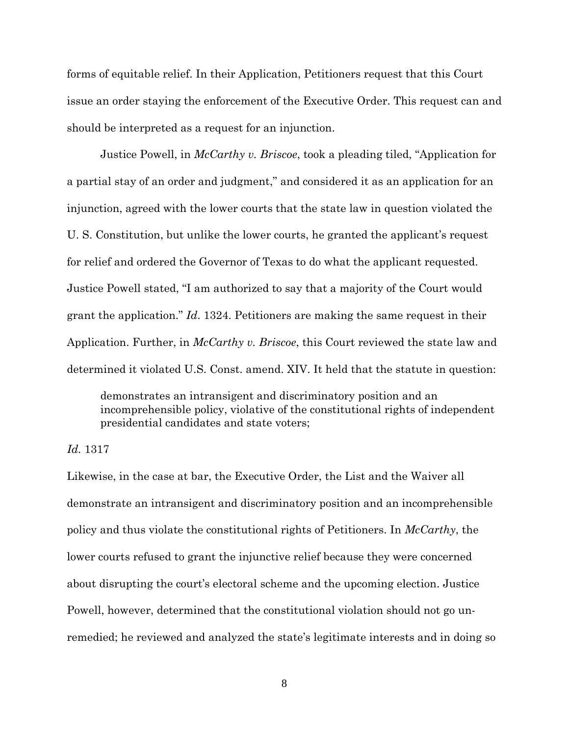forms of equitable relief. In their Application, Petitioners request that this Court issue an order staying the enforcement of the Executive Order. This request can and should be interpreted as a request for an injunction.

Justice Powell, in *McCarthy v. Briscoe*, took a pleading tiled, "Application for a partial stay of an order and judgment," and considered it as an application for an injunction, agreed with the lower courts that the state law in question violated the U. S. Constitution, but unlike the lower courts, he granted the applicant's request for relief and ordered the Governor of Texas to do what the applicant requested. Justice Powell stated, "I am authorized to say that a majority of the Court would grant the application." *Id*. 1324. Petitioners are making the same request in their Application. Further, in *McCarthy v. Briscoe*, this Court reviewed the state law and determined it violated U.S. Const. amend. XIV. It held that the statute in question:

> demonstrates an intransigent and discriminatory position and an incomprehensible policy, violative of the constitutional rights of independent presidential candidates and state voters;

*Id*. 1317

Likewise, in the case at bar, the Executive Order, the List and the Waiver all demonstrate an intransigent and discriminatory position and an incomprehensible policy and thus violate the constitutional rights of Petitioners. In *McCarthy*, the lower courts refused to grant the injunctive relief because they were concerned about disrupting the court's electoral scheme and the upcoming election. Justice Powell, however, determined that the constitutional violation should not go un-remedied; he reviewed and analyzed the state's legitimate interests and in doing so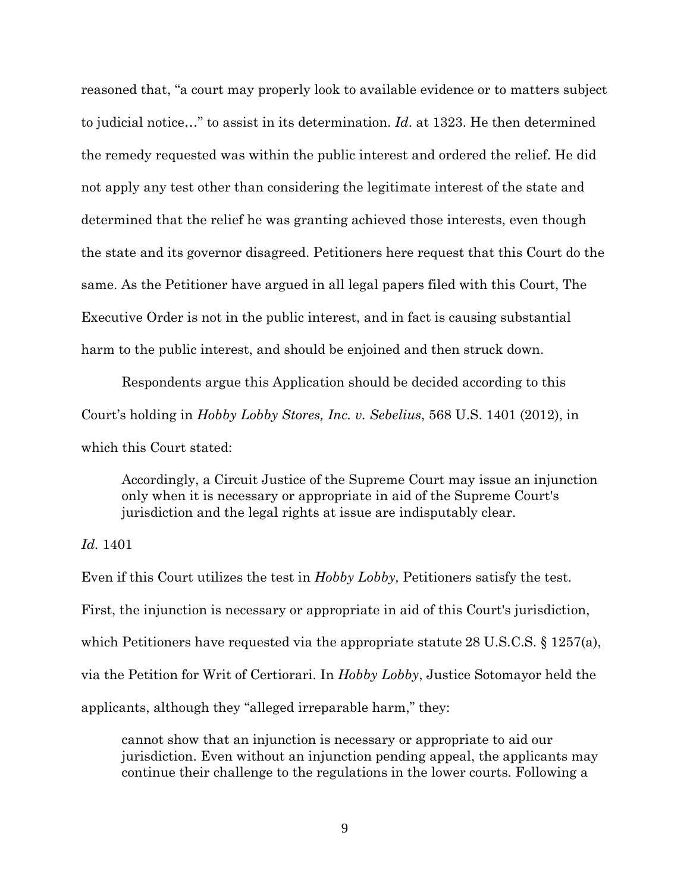reasoned that, "a court may properly look to available evidence or to matters subject to judicial notice…" to assist in its determination. *Id*. at 1323. He then determined the remedy requested was within the public interest and ordered the relief. He did not apply any test other than considering the legitimate interest of the state and determined that the relief he was granting achieved those interests, even though the state and its governor disagreed. Petitioners here request that this Court do the same. As the Petitioner have argued in all legal papers filed with this Court, The Executive Order is not in the public interest, and in fact is causing substantial harm to the public interest, and should be enjoined and then struck down.

Respondents argue this Application should be decided according to this Court's holding in *Hobby Lobby Stores, Inc. v. Sebelius*, 568 U.S. 1401 (2012), in which this Court stated:

> Accordingly, a Circuit Justice of the Supreme Court may issue an injunction only when it is necessary or appropriate in aid of the Supreme Court's jurisdiction and the legal rights at issue are indisputably clear.

*Id.* 1401

Even if this Court utilizes the test in *Hobby Lobby,* Petitioners satisfy the test. First, the injunction is necessary or appropriate in aid of this Court's jurisdiction, which Petitioners have requested via the appropriate statute 28 U.S.C.S. § 1257(a), via the Petition for Writ of Certiorari. In *Hobby Lobby*, Justice Sotomayor held the applicants, although they "alleged irreparable harm," they:

> cannot show that an injunction is necessary or appropriate to aid our jurisdiction. Even without an injunction pending appeal, the applicants may continue their challenge to the regulations in the lower courts. Following a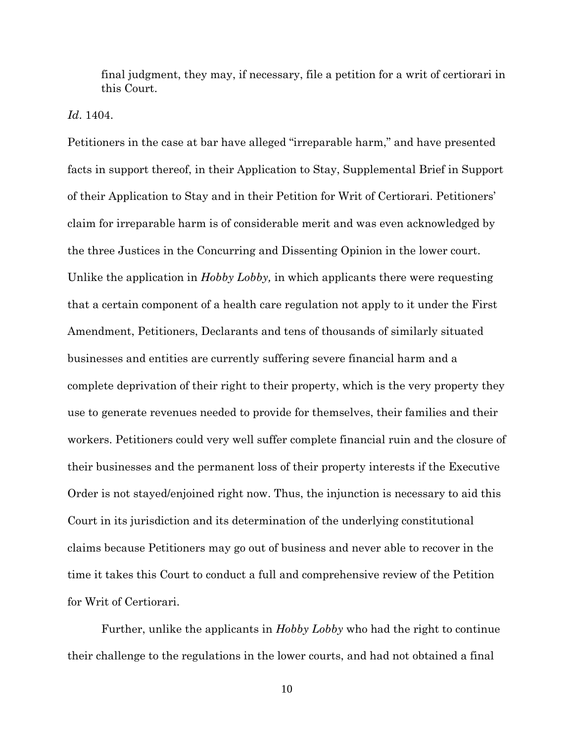> final judgment, they may, if necessary, file a petition for a writ of certiorari in this Court.

*Id*. 1404.

Petitioners in the case at bar have alleged "irreparable harm," and have presented facts in support thereof, in their Application to Stay, Supplemental Brief in Support of their Application to Stay and in their Petition for Writ of Certiorari. Petitioners' claim for irreparable harm is of considerable merit and was even acknowledged by the three Justices in the Concurring and Dissenting Opinion in the lower court. Unlike the application in *Hobby Lobby,* in which applicants there were requesting that a certain component of a health care regulation not apply to it under the First Amendment, Petitioners, Declarants and tens of thousands of similarly situated businesses and entities are currently suffering severe financial harm and a complete deprivation of their right to their property, which is the very property they use to generate revenues needed to provide for themselves, their families and their workers. Petitioners could very well suffer complete financial ruin and the closure of their businesses and the permanent loss of their property interests if the Executive Order is not stayed/enjoined right now. Thus, the injunction is necessary to aid this Court in its jurisdiction and its determination of the underlying constitutional claims because Petitioners may go out of business and never able to recover in the time it takes this Court to conduct a full and comprehensive review of the Petition for Writ of Certiorari.

Further, unlike the applicants in *Hobby Lobby* who had the right to continue their challenge to the regulations in the lower courts, and had not obtained a final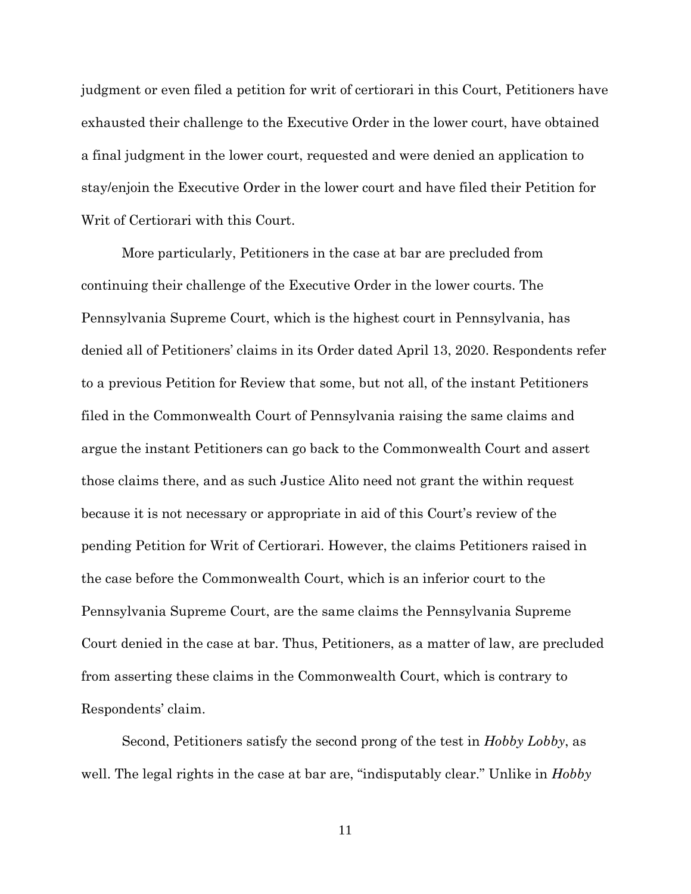judgment or even filed a petition for writ of certiorari in this Court, Petitioners have exhausted their challenge to the Executive Order in the lower court, have obtained a final judgment in the lower court, requested and were denied an application to stay/enjoin the Executive Order in the lower court and have filed their Petition for Writ of Certiorari with this Court.

More particularly, Petitioners in the case at bar are precluded from continuing their challenge of the Executive Order in the lower courts. The Pennsylvania Supreme Court, which is the highest court in Pennsylvania, has denied all of Petitioners' claims in its Order dated April 13, 2020. Respondents refer to a previous Petition for Review that some, but not all, of the instant Petitioners filed in the Commonwealth Court of Pennsylvania raising the same claims and argue the instant Petitioners can go back to the Commonwealth Court and assert those claims there, and as such Justice Alito need not grant the within request because it is not necessary or appropriate in aid of this Court's review of the pending Petition for Writ of Certiorari. However, the claims Petitioners raised in the case before the Commonwealth Court, which is an inferior court to the Pennsylvania Supreme Court, are the same claims the Pennsylvania Supreme Court denied in the case at bar. Thus, Petitioners, as a matter of law, are precluded from asserting these claims in the Commonwealth Court, which is contrary to Respondents' claim.

Second, Petitioners satisfy the second prong of the test in *Hobby Lobby*, as well. The legal rights in the case at bar are, "indisputably clear." Unlike in *Hobby*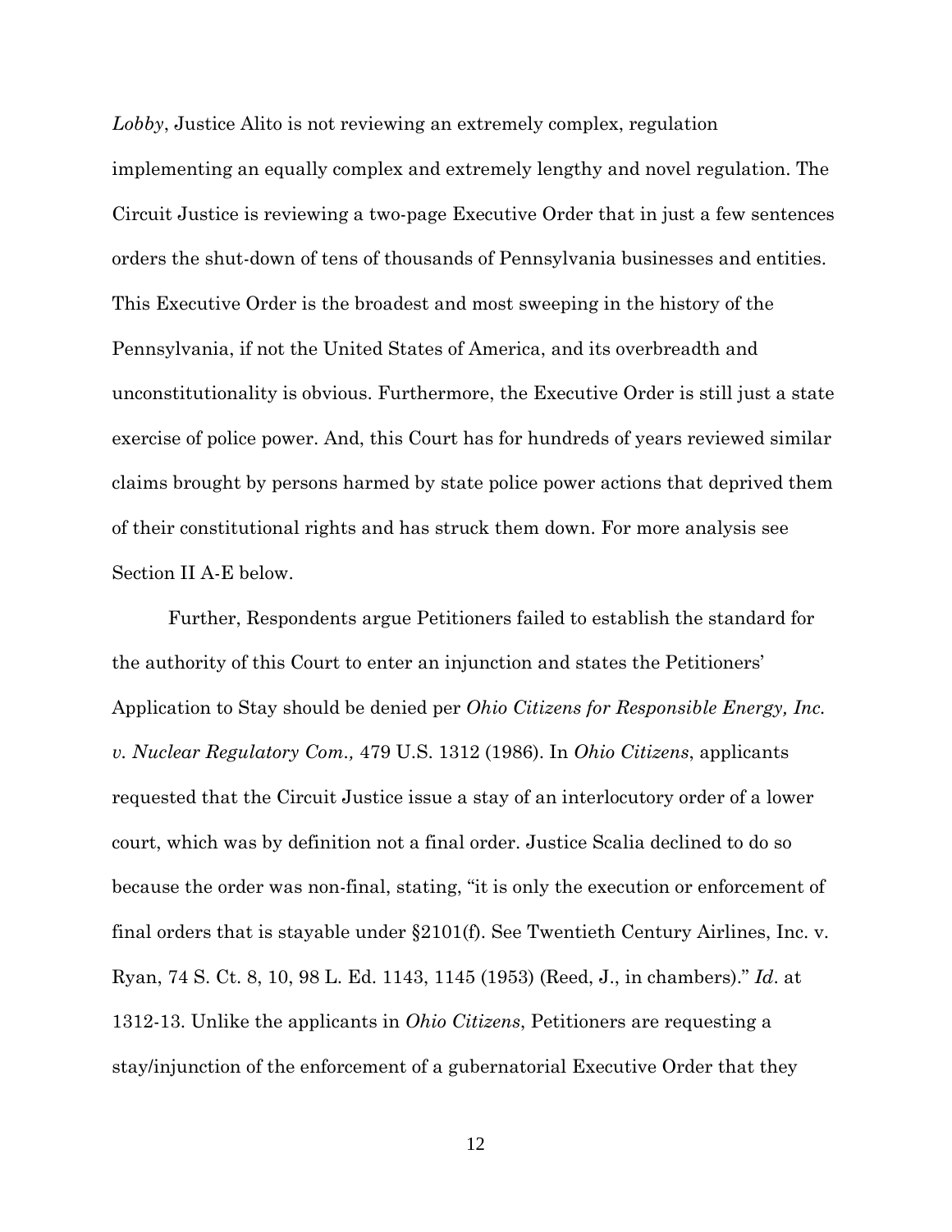*Lobby*, Justice Alito is not reviewing an extremely complex, regulation implementing an equally complex and extremely lengthy and novel regulation. The Circuit Justice is reviewing a two-page Executive Order that in just a few sentences orders the shut-down of tens of thousands of Pennsylvania businesses and entities. This Executive Order is the broadest and most sweeping in the history of the Pennsylvania, if not the United States of America, and its overbreadth and unconstitutionality is obvious. Furthermore, the Executive Order is still just a state exercise of police power. And, this Court has for hundreds of years reviewed similar claims brought by persons harmed by state police power actions that deprived them of their constitutional rights and has struck them down. For more analysis see Section II A-E below.

Further, Respondents argue Petitioners failed to establish the standard for the authority of this Court to enter an injunction and states the Petitioners' Application to Stay should be denied per *Ohio Citizens for Responsible Energy, Inc. v. Nuclear Regulatory Com.,* 479 U.S. 1312 (1986). In *Ohio Citizens*, applicants requested that the Circuit Justice issue a stay of an interlocutory order of a lower court, which was by definition not a final order. Justice Scalia declined to do so because the order was non-final, stating, "it is only the execution or enforcement of final orders that is stayable under §2101(f). See Twentieth Century Airlines, Inc. v. Ryan, 74 S. Ct. 8, 10, 98 L. Ed. 1143, 1145 (1953) (Reed, J., in chambers)." *Id*. at 1312-13. Unlike the applicants in *Ohio Citizens*, Petitioners are requesting a stay/injunction of the enforcement of a gubernatorial Executive Order that they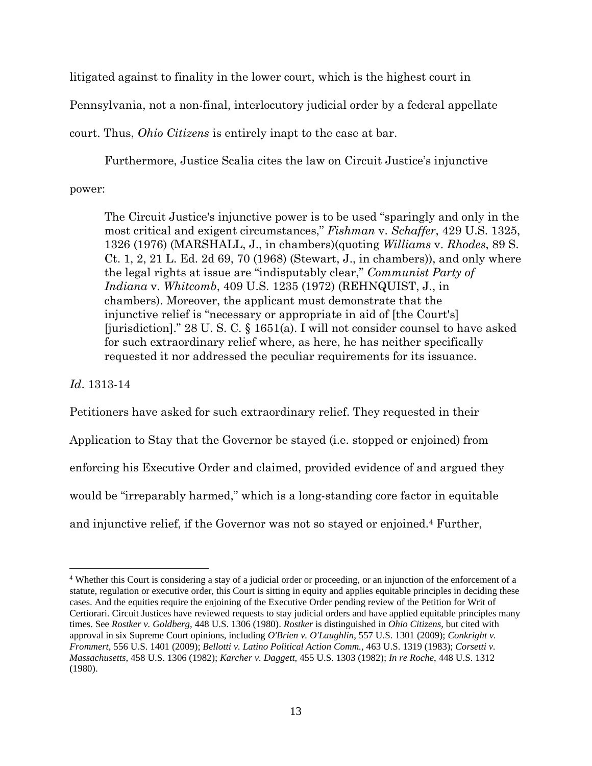litigated against to finality in the lower court, which is the highest court in Pennsylvania, not a non-final, interlocutory judicial order by a federal appellate court. Thus, *Ohio Citizens* is entirely inapt to the case at bar.

Furthermore, Justice Scalia cites the law on Circuit Justice's injunctive power:

> The Circuit Justice's injunctive power is to be used "sparingly and only in the most critical and exigent circumstances," *Fishman* v. *Schaffer*, 429 U.S. 1325, 1326 (1976) (MARSHALL, J., in chambers)(quoting *Williams* v. *Rhodes*, 89 S. Ct. 1, 2, 21 L. Ed. 2d 69, 70 (1968) (Stewart, J., in chambers)), and only where the legal rights at issue are "indisputably clear," *Communist Party of Indiana* v. *Whitcomb*, 409 U.S. 1235 (1972) (REHNQUIST, J., in chambers). Moreover, the applicant must demonstrate that the injunctive relief is "necessary or appropriate in aid of [the Court's] [jurisdiction]." 28 U. S. C. § 1651(a). I will not consider counsel to have asked for such extraordinary relief where, as here, he has neither specifically requested it nor addressed the peculiar requirements for its issuance.

*Id*. 1313-14

Petitioners have asked for such extraordinary relief. They requested in their Application to Stay that the Governor be stayed (i.e. stopped or enjoined) from enforcing his Executive Order and claimed, provided evidence of and argued they would be "irreparably harmed," which is a long-standing core factor in equitable and injunctive relief, if the Governor was not so stayed or enjoined.[4] Further,

---

[4] Whether this Court is considering a stay of a judicial order or proceeding, or an injunction of the enforcement of a statute, regulation or executive order, this Court is sitting in equity and applies equitable principles in deciding these cases. And the equities require the enjoining of the Executive Order pending review of the Petition for Writ of Certiorari. Circuit Justices have reviewed requests to stay judicial orders and have applied equitable principles many times. See *Rostker v. Goldberg*, 448 U.S. 1306 (1980). *Rostker* is distinguished in *Ohio Citizens*, but cited with approval in six Supreme Court opinions, including *O'Brien v. O'Laughlin*, 557 U.S. 1301 (2009); *Conkright v. Frommert*, 556 U.S. 1401 (2009); *Bellotti v. Latino Political Action Comm.*, 463 U.S. 1319 (1983); *Corsetti v. Massachusetts*, 458 U.S. 1306 (1982); *Karcher v. Daggett*, 455 U.S. 1303 (1982); *In re Roche*, 448 U.S. 1312 (1980).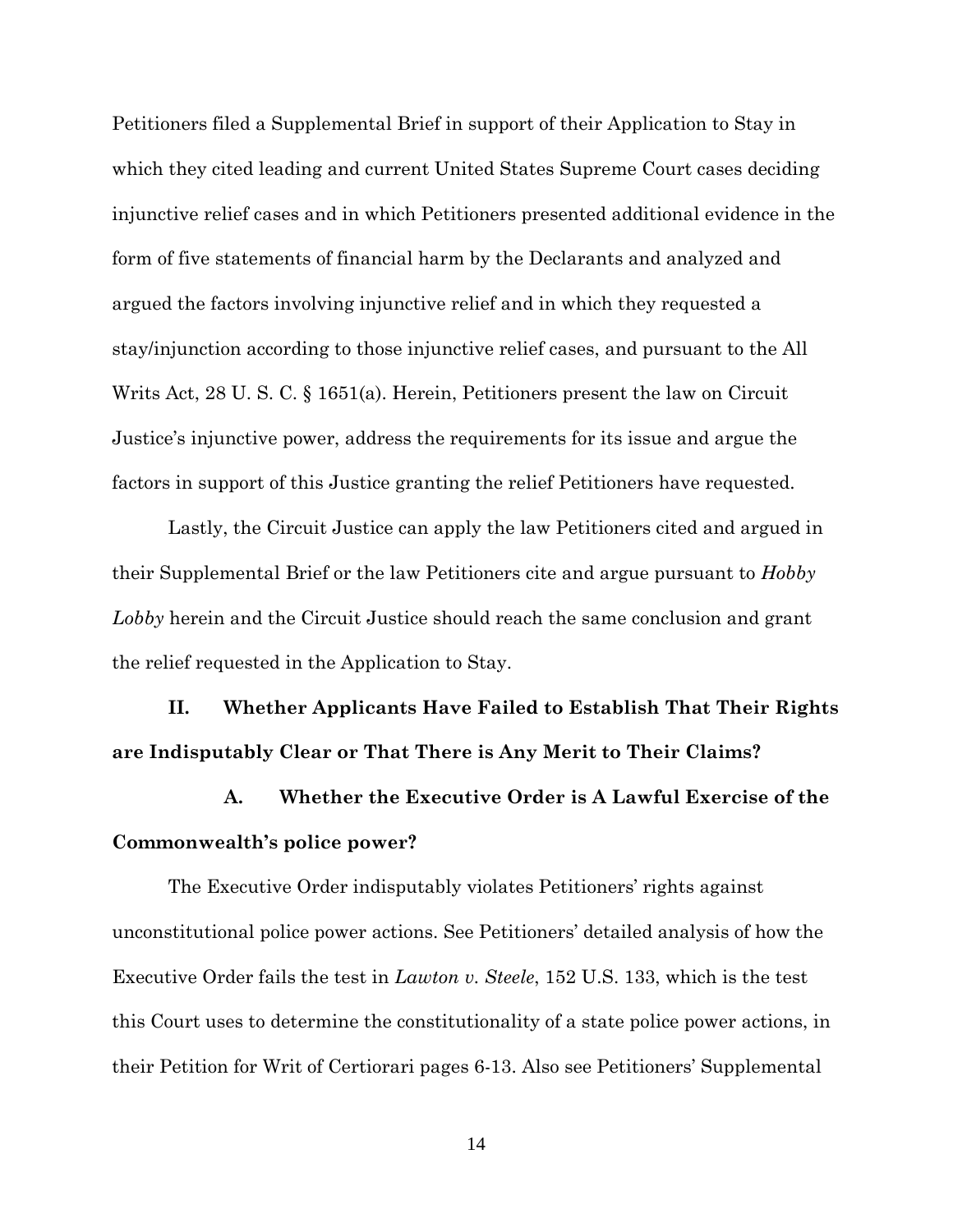Petitioners filed a Supplemental Brief in support of their Application to Stay in which they cited leading and current United States Supreme Court cases deciding injunctive relief cases and in which Petitioners presented additional evidence in the form of five statements of financial harm by the Declarants and analyzed and argued the factors involving injunctive relief and in which they requested a stay/injunction according to those injunctive relief cases, and pursuant to the All Writs Act, 28 U. S. C. § 1651(a). Herein, Petitioners present the law on Circuit Justice's injunctive power, address the requirements for its issue and argue the factors in support of this Justice granting the relief Petitioners have requested.

Lastly, the Circuit Justice can apply the law Petitioners cited and argued in their Supplemental Brief or the law Petitioners cite and argue pursuant to *Hobby Lobby* herein and the Circuit Justice should reach the same conclusion and grant the relief requested in the Application to Stay.

**II. Whether Applicants Have Failed to Establish That Their Rights are Indisputably Clear or That There is Any Merit to Their Claims?**

**A. Whether the Executive Order is A Lawful Exercise of the Commonwealth's police power?**

The Executive Order indisputably violates Petitioners' rights against unconstitutional police power actions. See Petitioners' detailed analysis of how the Executive Order fails the test in *Lawton v. Steele*, 152 U.S. 133, which is the test this Court uses to determine the constitutionality of a state police power actions, in their Petition for Writ of Certiorari pages 6-13. Also see Petitioners' Supplemental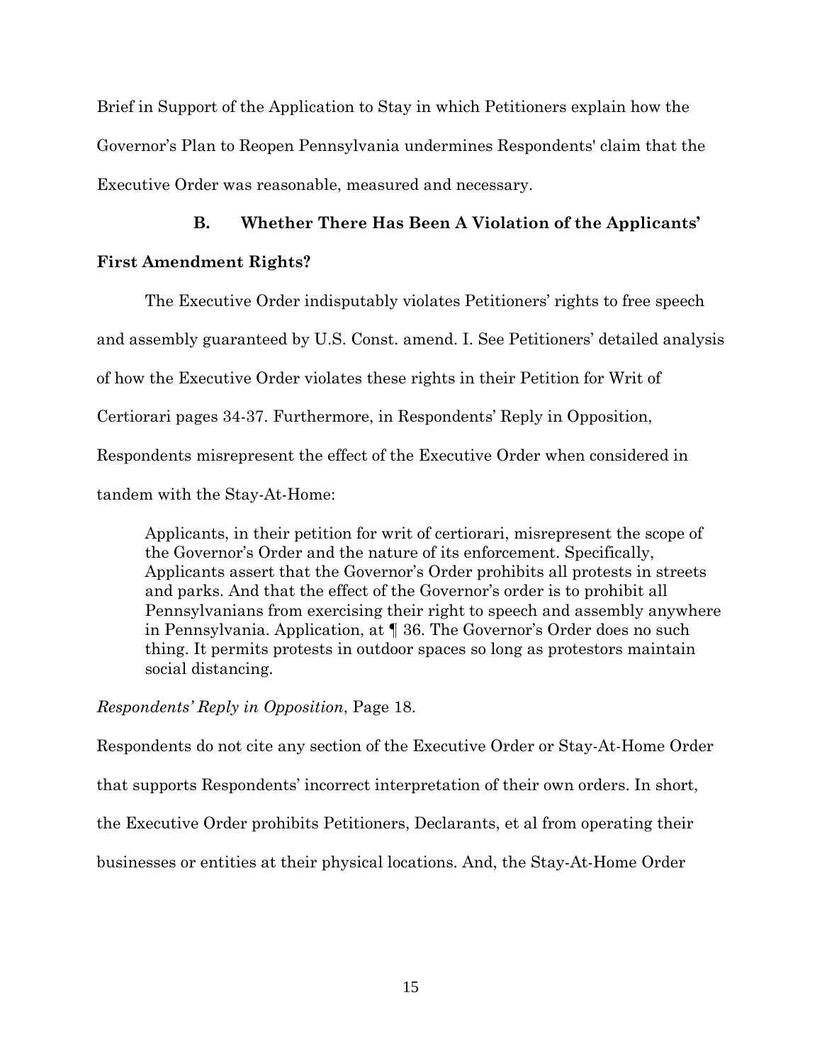Brief in Support of the Application to Stay in which Petitioners explain how the Governor's Plan to Reopen Pennsylvania undermines Respondents' claim that the Executive Order was reasonable, measured and necessary.

**B. Whether There Has Been A Violation of the Applicants' First Amendment Rights?**

The Executive Order indisputably violates Petitioners' rights to free speech and assembly guaranteed by U.S. Const. amend. I. See Petitioners' detailed analysis of how the Executive Order violates these rights in their Petition for Writ of Certiorari pages 34-37. Furthermore, in Respondents' Reply in Opposition, Respondents misrepresent the effect of the Executive Order when considered in tandem with the Stay-At-Home:

> Applicants, in their petition for writ of certiorari, misrepresent the scope of the Governor's Order and the nature of its enforcement. Specifically, Applicants assert that the Governor's Order prohibits all protests in streets and parks. And that the effect of the Governor's order is to prohibit all Pennsylvanians from exercising their right to speech and assembly anywhere in Pennsylvania. Application, at ¶ 36. The Governor's Order does no such thing. It permits protests in outdoor spaces so long as protestors maintain social distancing.

*Respondents' Reply in Opposition*, Page 18.

Respondents do not cite any section of the Executive Order or Stay-At-Home Order that supports Respondents' incorrect interpretation of their own orders. In short, the Executive Order prohibits Petitioners, Declarants, et al from operating their businesses or entities at their physical locations. And, the Stay-At-Home Order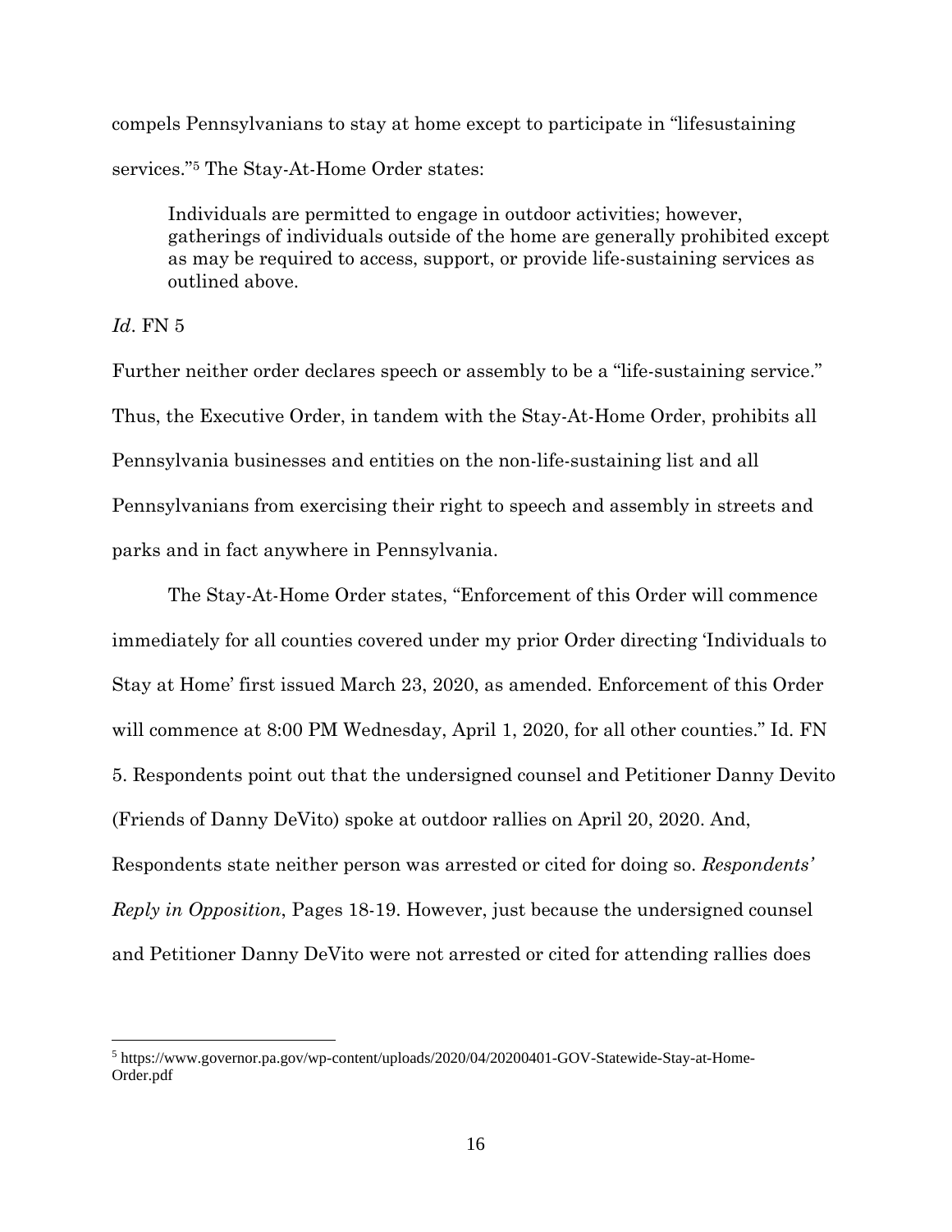compels Pennsylvanians to stay at home except to participate in "lifesustaining services."[5] The Stay-At-Home Order states:

> Individuals are permitted to engage in outdoor activities; however, gatherings of individuals outside of the home are generally prohibited except as may be required to access, support, or provide life-sustaining services as outlined above.

*Id*. FN 5

Further neither order declares speech or assembly to be a "life-sustaining service." Thus, the Executive Order, in tandem with the Stay-At-Home Order, prohibits all Pennsylvania businesses and entities on the non-life-sustaining list and all Pennsylvanians from exercising their right to speech and assembly in streets and parks and in fact anywhere in Pennsylvania.

The Stay-At-Home Order states, "Enforcement of this Order will commence immediately for all counties covered under my prior Order directing 'Individuals to Stay at Home' first issued March 23, 2020, as amended. Enforcement of this Order will commence at 8:00 PM Wednesday, April 1, 2020, for all other counties." Id. FN 5. Respondents point out that the undersigned counsel and Petitioner Danny Devito (Friends of Danny DeVito) spoke at outdoor rallies on April 20, 2020. And, Respondents state neither person was arrested or cited for doing so. *Respondents' Reply in Opposition*, Pages 18-19. However, just because the undersigned counsel and Petitioner Danny DeVito were not arrested or cited for attending rallies does

[5] https://www.governor.pa.gov/wp-content/uploads/2020/04/20200401-GOV-Statewide-Stay-at-Home-Order.pdf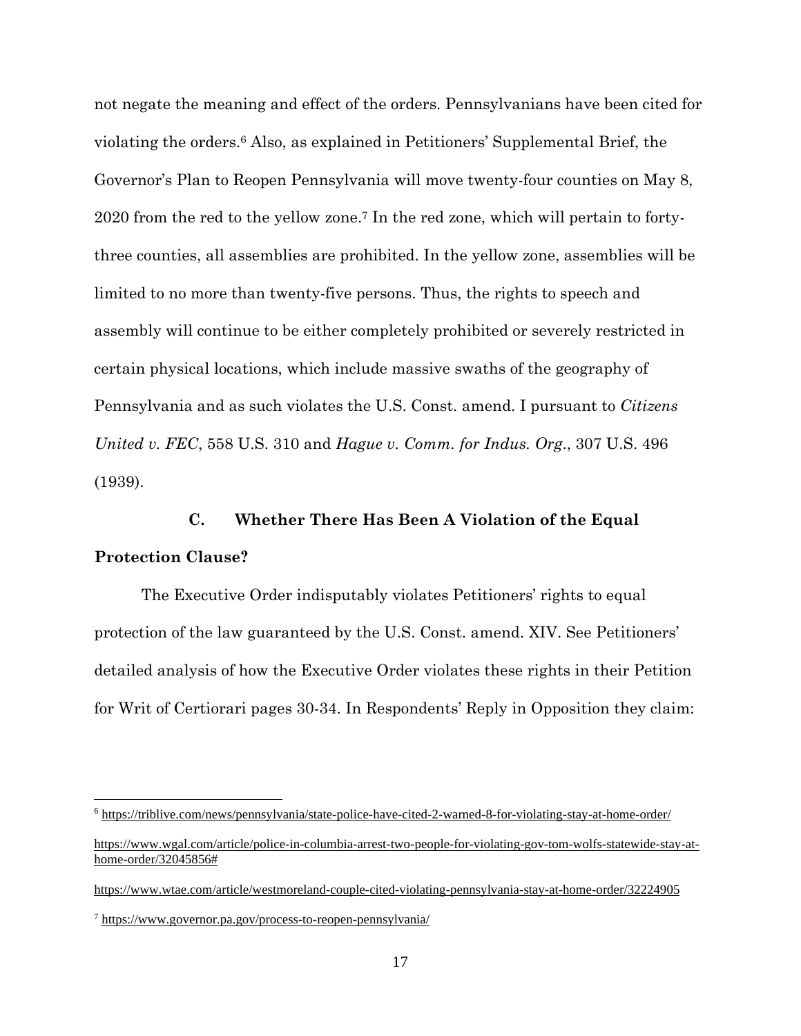not negate the meaning and effect of the orders. Pennsylvanians have been cited for violating the orders.[6] Also, as explained in Petitioners' Supplemental Brief, the Governor's Plan to Reopen Pennsylvania will move twenty-four counties on May 8, 2020 from the red to the yellow zone.[7] In the red zone, which will pertain to forty-three counties, all assemblies are prohibited. In the yellow zone, assemblies will be limited to no more than twenty-five persons. Thus, the rights to speech and assembly will continue to be either completely prohibited or severely restricted in certain physical locations, which include massive swaths of the geography of Pennsylvania and as such violates the U.S. Const. amend. I pursuant to *Citizens United v. FEC*, 558 U.S. 310 and *Hague v. Comm. for Indus. Org.*, 307 U.S. 496 (1939).

### C. Whether There Has Been A Violation of the Equal Protection Clause?

The Executive Order indisputably violates Petitioners' rights to equal protection of the law guaranteed by the U.S. Const. amend. XIV. See Petitioners' detailed analysis of how the Executive Order violates these rights in their Petition for Writ of Certiorari pages 30-34. In Respondents' Reply in Opposition they claim:

---

[6] https://triblive.com/news/pennsylvania/state-police-have-cited-2-warned-8-for-violating-stay-at-home-order/

https://www.wgal.com/article/police-in-columbia-arrest-two-people-for-violating-gov-tom-wolfs-statewide-stay-at-home-order/32045856#

https://www.wtae.com/article/westmoreland-couple-cited-violating-pennsylvania-stay-at-home-order/32224905

[7] https://www.governor.pa.gov/process-to-reopen-pennsylvania/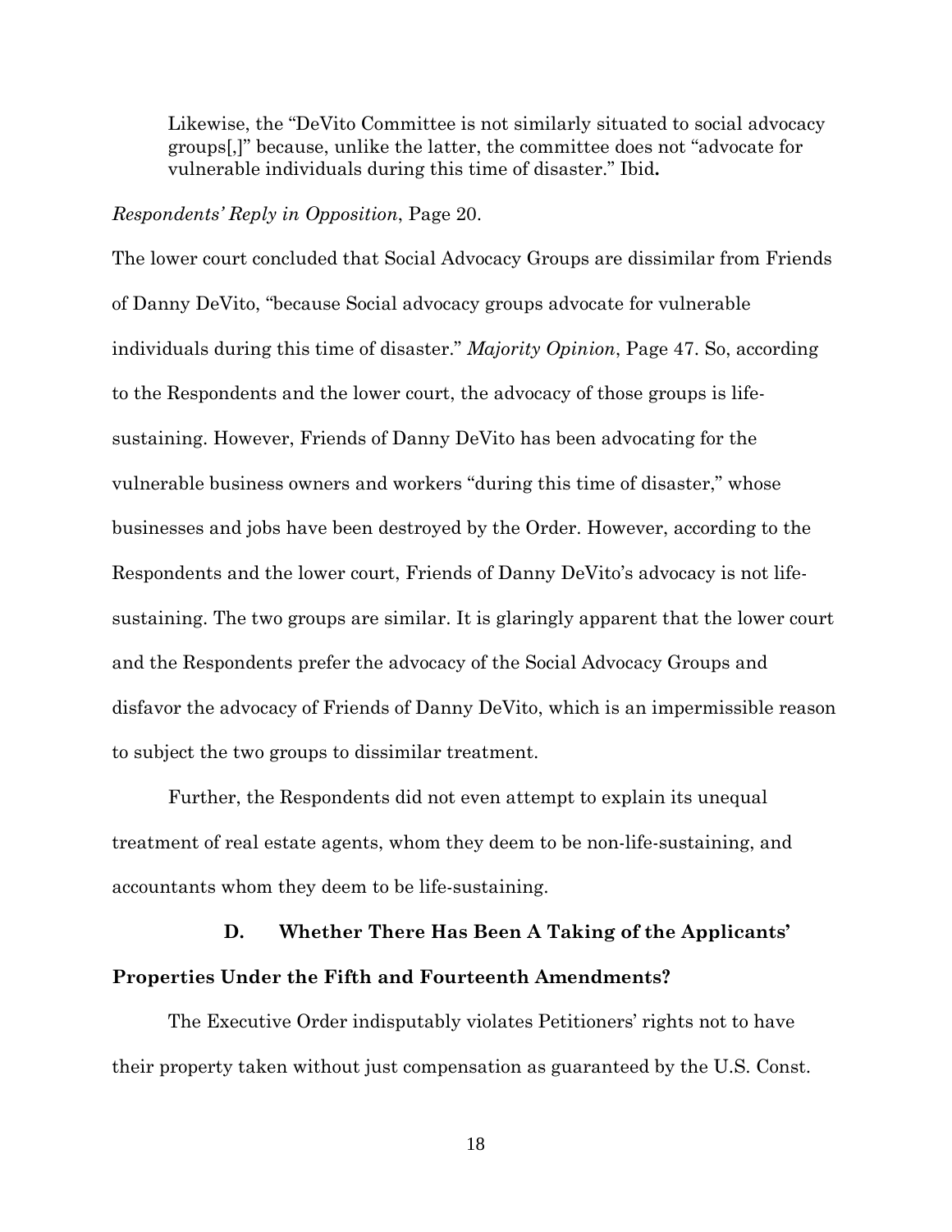> Likewise, the "DeVito Committee is not similarly situated to social advocacy groups[,]" because, unlike the latter, the committee does not "advocate for vulnerable individuals during this time of disaster." Ibid**.**

*Respondents' Reply in Opposition*, Page 20.

The lower court concluded that Social Advocacy Groups are dissimilar from Friends of Danny DeVito, "because Social advocacy groups advocate for vulnerable individuals during this time of disaster." *Majority Opinion*, Page 47. So, according to the Respondents and the lower court, the advocacy of those groups is life-sustaining. However, Friends of Danny DeVito has been advocating for the vulnerable business owners and workers "during this time of disaster," whose businesses and jobs have been destroyed by the Order. However, according to the Respondents and the lower court, Friends of Danny DeVito's advocacy is not life-sustaining. The two groups are similar. It is glaringly apparent that the lower court and the Respondents prefer the advocacy of the Social Advocacy Groups and disfavor the advocacy of Friends of Danny DeVito, which is an impermissible reason to subject the two groups to dissimilar treatment.

Further, the Respondents did not even attempt to explain its unequal treatment of real estate agents, whom they deem to be non-life-sustaining, and accountants whom they deem to be life-sustaining.

### D. Whether There Has Been A Taking of the Applicants' Properties Under the Fifth and Fourteenth Amendments?

The Executive Order indisputably violates Petitioners' rights not to have their property taken without just compensation as guaranteed by the U.S. Const.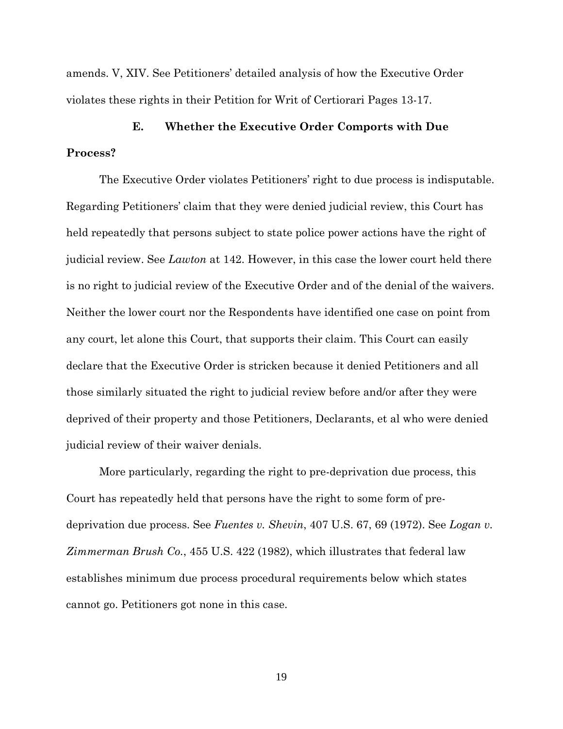amends. V, XIV. See Petitioners' detailed analysis of how the Executive Order violates these rights in their Petition for Writ of Certiorari Pages 13-17.

### E. Whether the Executive Order Comports with Due Process?

The Executive Order violates Petitioners' right to due process is indisputable. Regarding Petitioners' claim that they were denied judicial review, this Court has held repeatedly that persons subject to state police power actions have the right of judicial review. See *Lawton* at 142. However, in this case the lower court held there is no right to judicial review of the Executive Order and of the denial of the waivers. Neither the lower court nor the Respondents have identified one case on point from any court, let alone this Court, that supports their claim. This Court can easily declare that the Executive Order is stricken because it denied Petitioners and all those similarly situated the right to judicial review before and/or after they were deprived of their property and those Petitioners, Declarants, et al who were denied judicial review of their waiver denials.

More particularly, regarding the right to pre-deprivation due process, this Court has repeatedly held that persons have the right to some form of pre-deprivation due process. See *Fuentes v. Shevin*, 407 U.S. 67, 69 (1972). See *Logan v. Zimmerman Brush Co.*, 455 U.S. 422 (1982), which illustrates that federal law establishes minimum due process procedural requirements below which states cannot go. Petitioners got none in this case.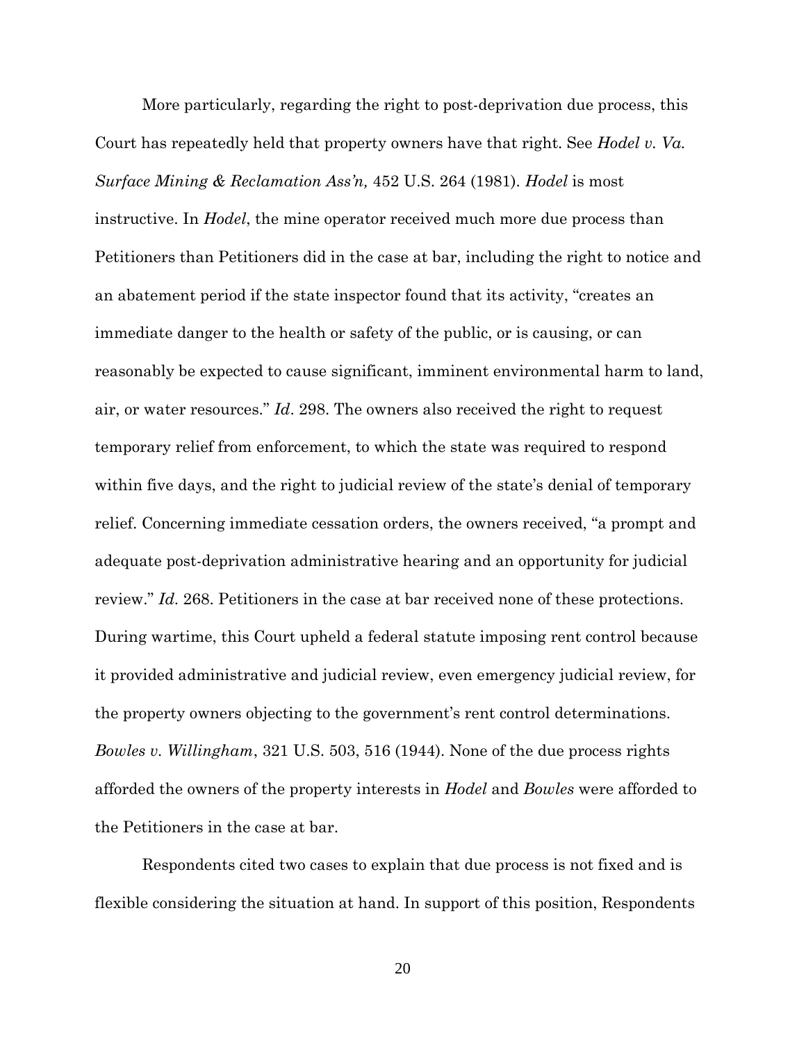More particularly, regarding the right to post-deprivation due process, this Court has repeatedly held that property owners have that right. See *Hodel v. Va. Surface Mining & Reclamation Ass'n,* 452 U.S. 264 (1981). *Hodel* is most instructive. In *Hodel*, the mine operator received much more due process than Petitioners than Petitioners did in the case at bar, including the right to notice and an abatement period if the state inspector found that its activity, "creates an immediate danger to the health or safety of the public, or is causing, or can reasonably be expected to cause significant, imminent environmental harm to land, air, or water resources." *Id*. 298. The owners also received the right to request temporary relief from enforcement, to which the state was required to respond within five days, and the right to judicial review of the state's denial of temporary relief. Concerning immediate cessation orders, the owners received, "a prompt and adequate post-deprivation administrative hearing and an opportunity for judicial review." *Id.* 268. Petitioners in the case at bar received none of these protections. During wartime, this Court upheld a federal statute imposing rent control because it provided administrative and judicial review, even emergency judicial review, for the property owners objecting to the government's rent control determinations. *Bowles v. Willingham*, 321 U.S. 503, 516 (1944). None of the due process rights afforded the owners of the property interests in *Hodel* and *Bowles* were afforded to the Petitioners in the case at bar.

Respondents cited two cases to explain that due process is not fixed and is flexible considering the situation at hand. In support of this position, Respondents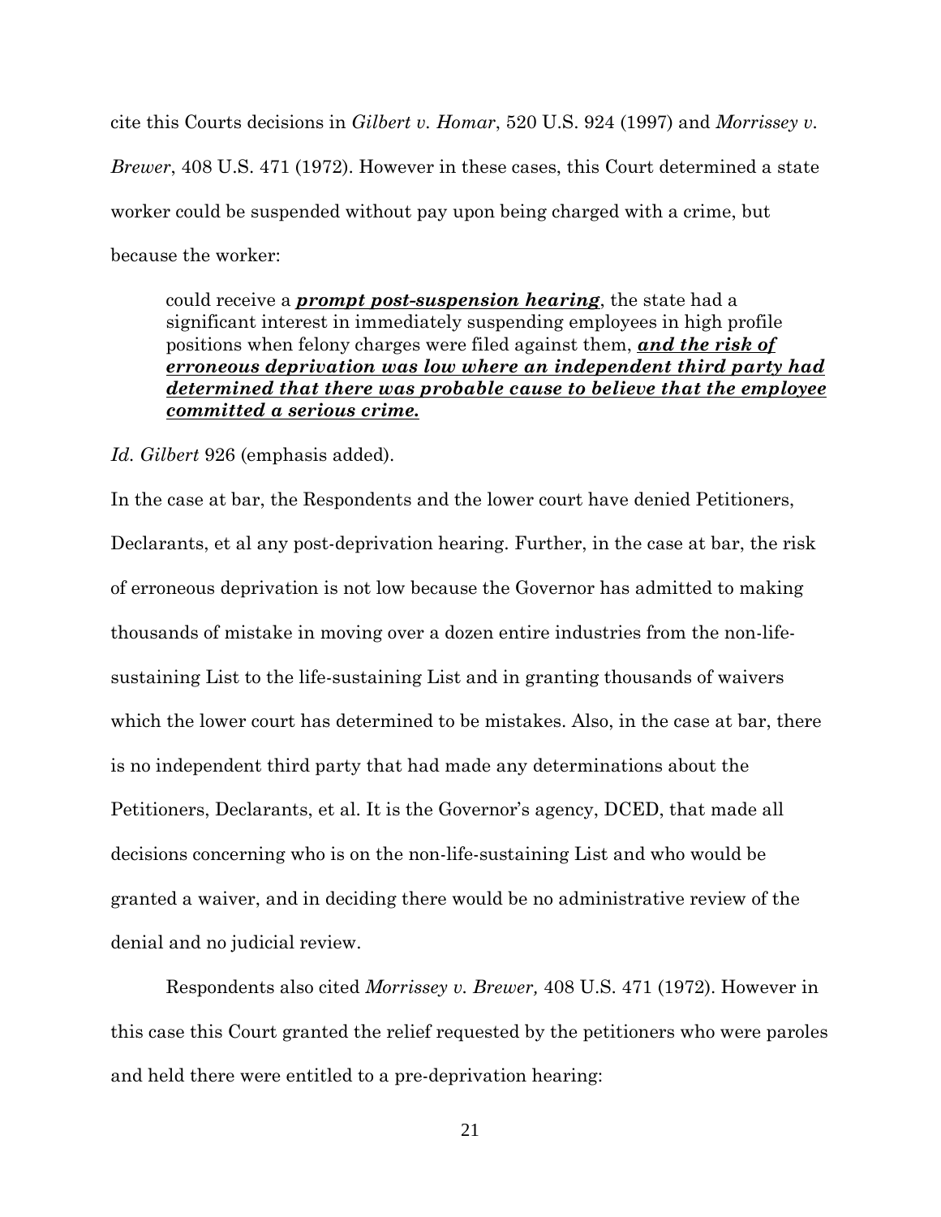cite this Courts decisions in *Gilbert v. Homar*, 520 U.S. 924 (1997) and *Morrissey v. Brewer*, 408 U.S. 471 (1972). However in these cases, this Court determined a state worker could be suspended without pay upon being charged with a crime, but because the worker:

> could receive a ***<u>prompt post-suspension hearing</u>***, the state had a significant interest in immediately suspending employees in high profile positions when felony charges were filed against them, ***<u>and the risk of erroneous deprivation was low where an independent third party had determined that there was probable cause to believe that the employee committed a serious crime.</u>***

*Id. Gilbert* 926 (emphasis added).

In the case at bar, the Respondents and the lower court have denied Petitioners, Declarants, et al any post-deprivation hearing. Further, in the case at bar, the risk of erroneous deprivation is not low because the Governor has admitted to making thousands of mistake in moving over a dozen entire industries from the non-life-sustaining List to the life-sustaining List and in granting thousands of waivers which the lower court has determined to be mistakes. Also, in the case at bar, there is no independent third party that had made any determinations about the Petitioners, Declarants, et al. It is the Governor's agency, DCED, that made all decisions concerning who is on the non-life-sustaining List and who would be granted a waiver, and in deciding there would be no administrative review of the denial and no judicial review.

Respondents also cited *Morrissey v. Brewer,* 408 U.S. 471 (1972). However in this case this Court granted the relief requested by the petitioners who were paroles and held there were entitled to a pre-deprivation hearing: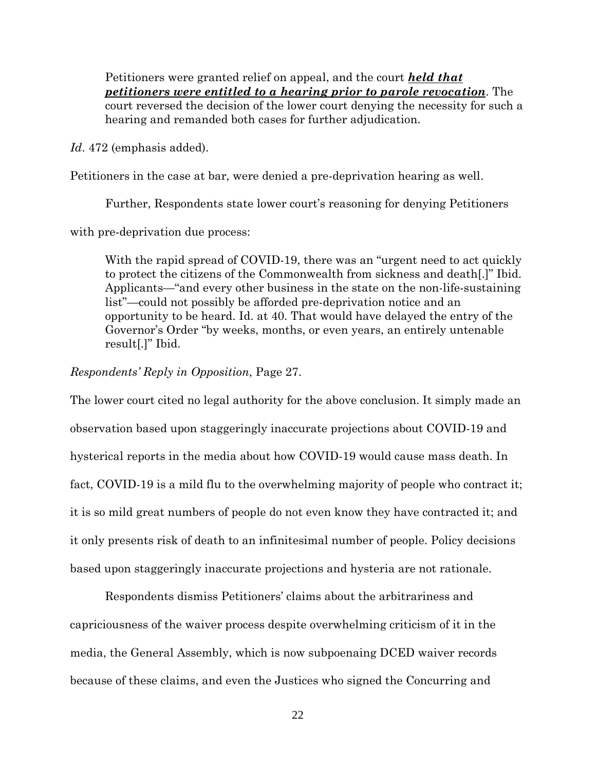> Petitioners were granted relief on appeal, and the court ***<u>held that petitioners were entitled to a hearing prior to parole revocation</u>***. The court reversed the decision of the lower court denying the necessity for such a hearing and remanded both cases for further adjudication.

*Id*. 472 (emphasis added).

Petitioners in the case at bar, were denied a pre-deprivation hearing as well.

Further, Respondents state lower court's reasoning for denying Petitioners with pre-deprivation due process:

> With the rapid spread of COVID-19, there was an "urgent need to act quickly to protect the citizens of the Commonwealth from sickness and death[.]" Ibid. Applicants—"and every other business in the state on the non-life-sustaining list"—could not possibly be afforded pre-deprivation notice and an opportunity to be heard. Id. at 40. That would have delayed the entry of the Governor's Order "by weeks, months, or even years, an entirely untenable result[.]" Ibid.

*Respondents' Reply in Opposition*, Page 27.

The lower court cited no legal authority for the above conclusion. It simply made an observation based upon staggeringly inaccurate projections about COVID-19 and hysterical reports in the media about how COVID-19 would cause mass death. In fact, COVID-19 is a mild flu to the overwhelming majority of people who contract it; it is so mild great numbers of people do not even know they have contracted it; and it only presents risk of death to an infinitesimal number of people. Policy decisions based upon staggeringly inaccurate projections and hysteria are not rationale.

Respondents dismiss Petitioners' claims about the arbitrariness and capriciousness of the waiver process despite overwhelming criticism of it in the media, the General Assembly, which is now subpoenaing DCED waiver records because of these claims, and even the Justices who signed the Concurring and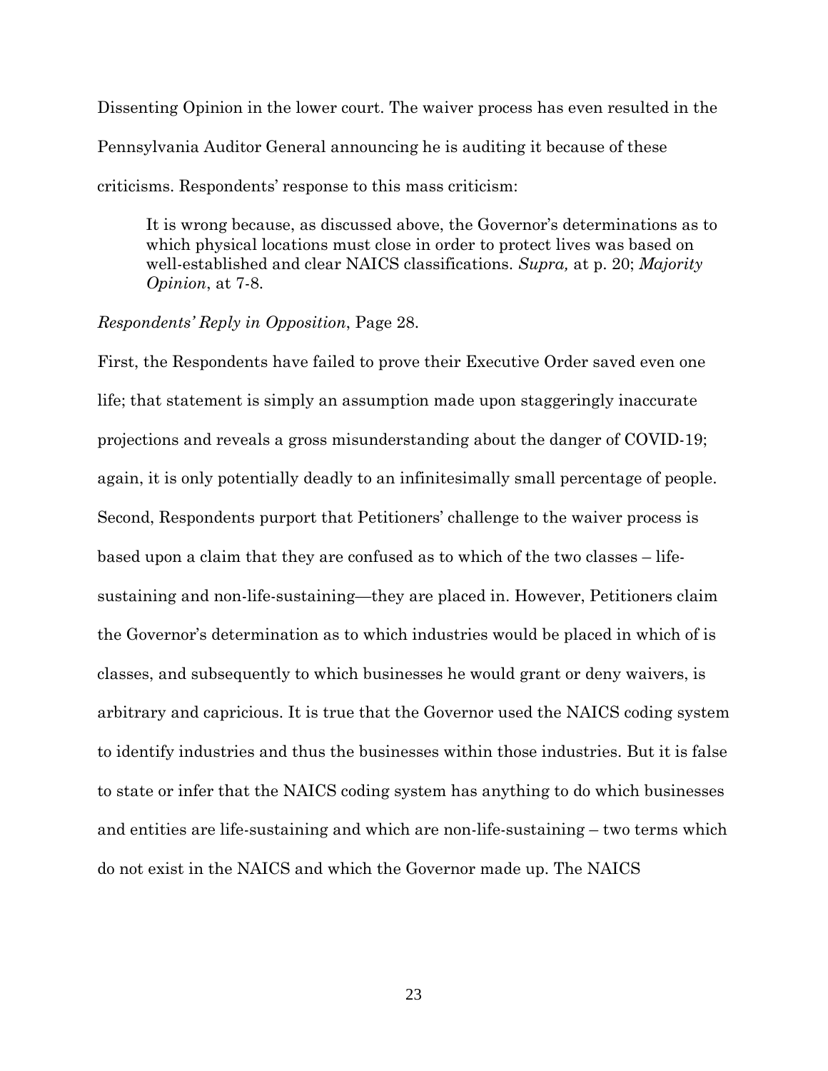Dissenting Opinion in the lower court. The waiver process has even resulted in the Pennsylvania Auditor General announcing he is auditing it because of these criticisms. Respondents' response to this mass criticism:

> It is wrong because, as discussed above, the Governor's determinations as to which physical locations must close in order to protect lives was based on well-established and clear NAICS classifications. *Supra,* at p. 20; *Majority Opinion*, at 7-8.

*Respondents' Reply in Opposition*, Page 28.

First, the Respondents have failed to prove their Executive Order saved even one life; that statement is simply an assumption made upon staggeringly inaccurate projections and reveals a gross misunderstanding about the danger of COVID-19; again, it is only potentially deadly to an infinitesimally small percentage of people. Second, Respondents purport that Petitioners' challenge to the waiver process is based upon a claim that they are confused as to which of the two classes – life-sustaining and non-life-sustaining—they are placed in. However, Petitioners claim the Governor's determination as to which industries would be placed in which of is classes, and subsequently to which businesses he would grant or deny waivers, is arbitrary and capricious. It is true that the Governor used the NAICS coding system to identify industries and thus the businesses within those industries. But it is false to state or infer that the NAICS coding system has anything to do which businesses and entities are life-sustaining and which are non-life-sustaining – two terms which do not exist in the NAICS and which the Governor made up. The NAICS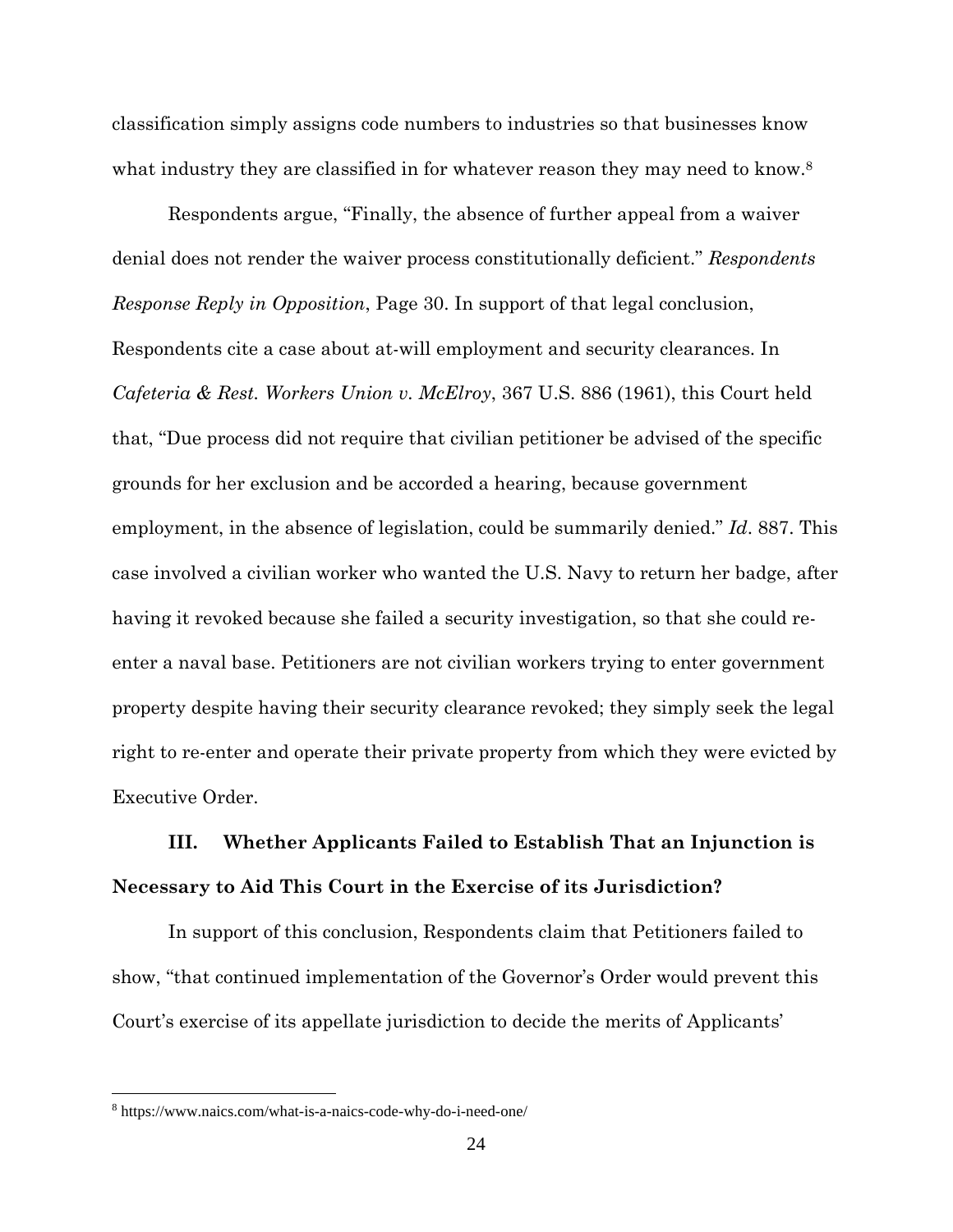classification simply assigns code numbers to industries so that businesses know what industry they are classified in for whatever reason they may need to know.[8]

Respondents argue, "Finally, the absence of further appeal from a waiver denial does not render the waiver process constitutionally deficient." *Respondents Response Reply in Opposition*, Page 30. In support of that legal conclusion, Respondents cite a case about at-will employment and security clearances. In *Cafeteria & Rest. Workers Union v. McElroy*, 367 U.S. 886 (1961), this Court held that, "Due process did not require that civilian petitioner be advised of the specific grounds for her exclusion and be accorded a hearing, because government employment, in the absence of legislation, could be summarily denied." ***Id***. 887. This case involved a civilian worker who wanted the U.S. Navy to return her badge, after having it revoked because she failed a security investigation, so that she could re-enter a naval base. Petitioners are not civilian workers trying to enter government property despite having their security clearance revoked; they simply seek the legal right to re-enter and operate their private property from which they were evicted by Executive Order.

## III. Whether Applicants Failed to Establish That an Injunction is Necessary to Aid This Court in the Exercise of its Jurisdiction?

In support of this conclusion, Respondents claim that Petitioners failed to show, "that continued implementation of the Governor's Order would prevent this Court's exercise of its appellate jurisdiction to decide the merits of Applicants'

[8] https://www.naics.com/what-is-a-naics-code-why-do-i-need-one/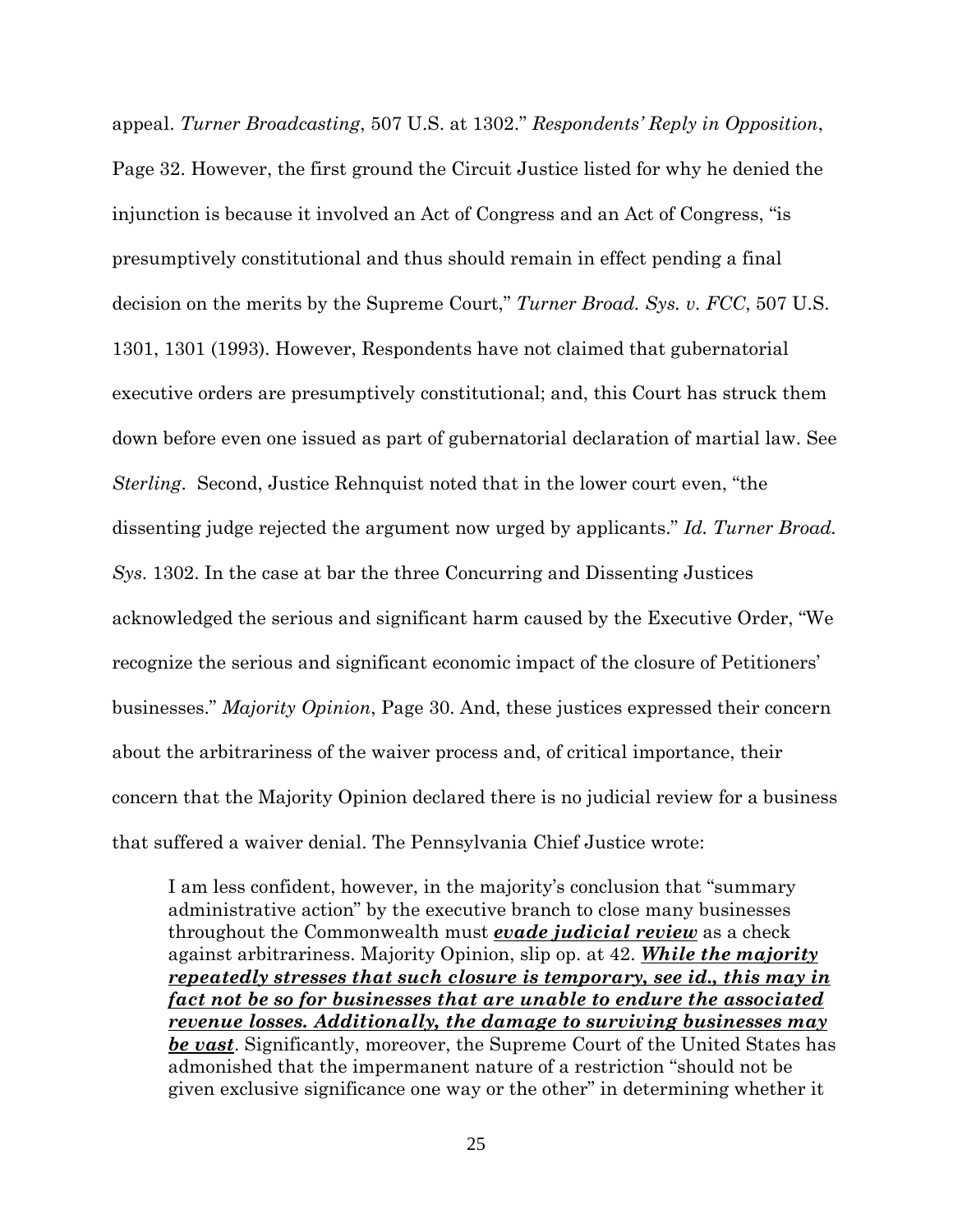appeal. *Turner Broadcasting*, 507 U.S. at 1302." *Respondents' Reply in Opposition*, Page 32. However, the first ground the Circuit Justice listed for why he denied the injunction is because it involved an Act of Congress and an Act of Congress, "is presumptively constitutional and thus should remain in effect pending a final decision on the merits by the Supreme Court," *Turner Broad. Sys. v. FCC*, 507 U.S. 1301, 1301 (1993). However, Respondents have not claimed that gubernatorial executive orders are presumptively constitutional; and, this Court has struck them down before even one issued as part of gubernatorial declaration of martial law. See *Sterling*. Second, Justice Rehnquist noted that in the lower court even, "the dissenting judge rejected the argument now urged by applicants." *Id. Turner Broad. Sys*. 1302. In the case at bar the three Concurring and Dissenting Justices acknowledged the serious and significant harm caused by the Executive Order, "We recognize the serious and significant economic impact of the closure of Petitioners' businesses." *Majority Opinion*, Page 30. And, these justices expressed their concern about the arbitrariness of the waiver process and, of critical importance, their concern that the Majority Opinion declared there is no judicial review for a business that suffered a waiver denial. The Pennsylvania Chief Justice wrote:

> I am less confident, however, in the majority's conclusion that "summary administrative action" by the executive branch to close many businesses throughout the Commonwealth must ***evade judicial review*** as a check against arbitrariness. Majority Opinion, slip op. at 42. ***While the majority repeatedly stresses that such closure is temporary, see id., this may in fact not be so for businesses that are unable to endure the associated revenue losses. Additionally, the damage to surviving businesses may be vast***. Significantly, moreover, the Supreme Court of the United States has admonished that the impermanent nature of a restriction "should not be given exclusive significance one way or the other" in determining whether it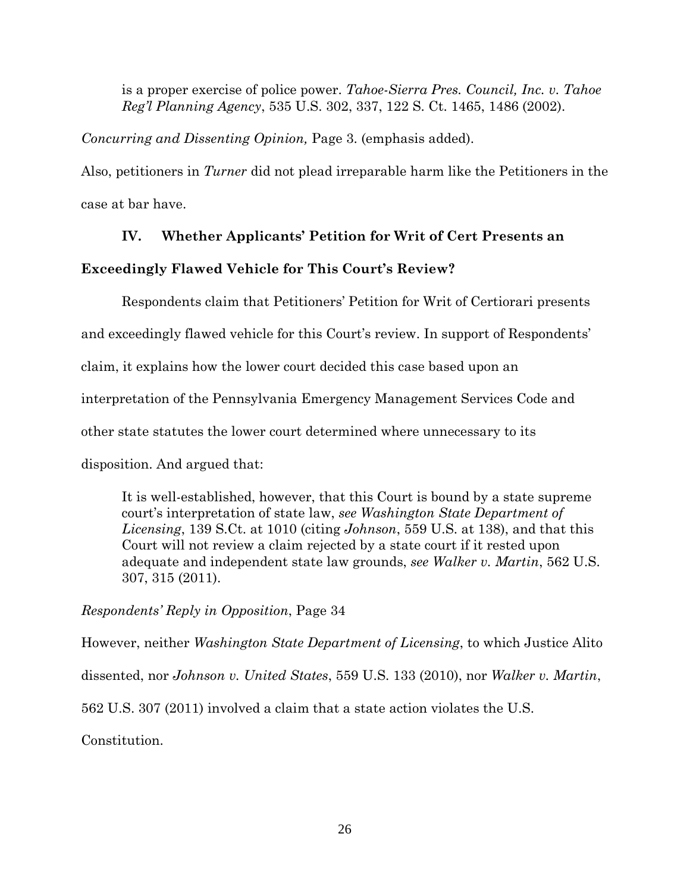> is a proper exercise of police power. *Tahoe-Sierra Pres. Council, Inc. v. Tahoe Reg'l Planning Agency*, 535 U.S. 302, 337, 122 S. Ct. 1465, 1486 (2002).

*Concurring and Dissenting Opinion,* Page 3. (emphasis added).

Also, petitioners in *Turner* did not plead irreparable harm like the Petitioners in the case at bar have.

**IV. Whether Applicants' Petition for Writ of Cert Presents an Exceedingly Flawed Vehicle for This Court's Review?**

Respondents claim that Petitioners' Petition for Writ of Certiorari presents and exceedingly flawed vehicle for this Court's review. In support of Respondents' claim, it explains how the lower court decided this case based upon an interpretation of the Pennsylvania Emergency Management Services Code and other state statutes the lower court determined where unnecessary to its disposition. And argued that:

> It is well-established, however, that this Court is bound by a state supreme court's interpretation of state law, *see Washington State Department of Licensing*, 139 S.Ct. at 1010 (citing *Johnson*, 559 U.S. at 138), and that this Court will not review a claim rejected by a state court if it rested upon adequate and independent state law grounds, *see Walker v. Martin*, 562 U.S. 307, 315 (2011).

*Respondents' Reply in Opposition*, Page 34

However, neither *Washington State Department of Licensing*, to which Justice Alito dissented, nor *Johnson v. United States*, 559 U.S. 133 (2010), nor *Walker v. Martin*, 562 U.S. 307 (2011) involved a claim that a state action violates the U.S. Constitution.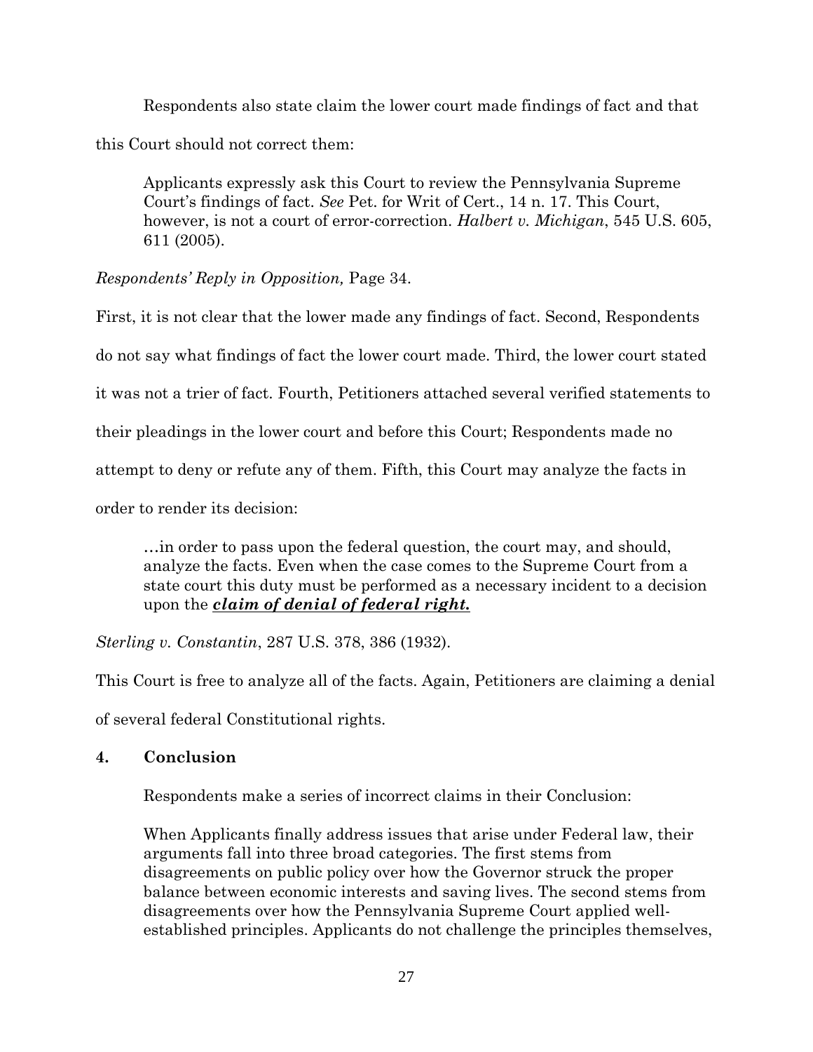Respondents also state claim the lower court made findings of fact and that this Court should not correct them:

> Applicants expressly ask this Court to review the Pennsylvania Supreme Court's findings of fact. *See* Pet. for Writ of Cert., 14 n. 17. This Court, however, is not a court of error-correction. *Halbert v. Michigan*, 545 U.S. 605, 611 (2005).

*Respondents' Reply in Opposition,* Page 34.

First, it is not clear that the lower made any findings of fact. Second, Respondents do not say what findings of fact the lower court made. Third, the lower court stated it was not a trier of fact. Fourth, Petitioners attached several verified statements to their pleadings in the lower court and before this Court; Respondents made no attempt to deny or refute any of them. Fifth, this Court may analyze the facts in order to render its decision:

> …in order to pass upon the federal question, the court may, and should, analyze the facts. Even when the case comes to the Supreme Court from a state court this duty must be performed as a necessary incident to a decision upon the ***claim of denial of federal right.***

*Sterling v. Constantin*, 287 U.S. 378, 386 (1932).

This Court is free to analyze all of the facts. Again, Petitioners are claiming a denial of several federal Constitutional rights.

**4. Conclusion**

Respondents make a series of incorrect claims in their Conclusion:

> When Applicants finally address issues that arise under Federal law, their arguments fall into three broad categories. The first stems from disagreements on public policy over how the Governor struck the proper balance between economic interests and saving lives. The second stems from disagreements over how the Pennsylvania Supreme Court applied well-established principles. Applicants do not challenge the principles themselves,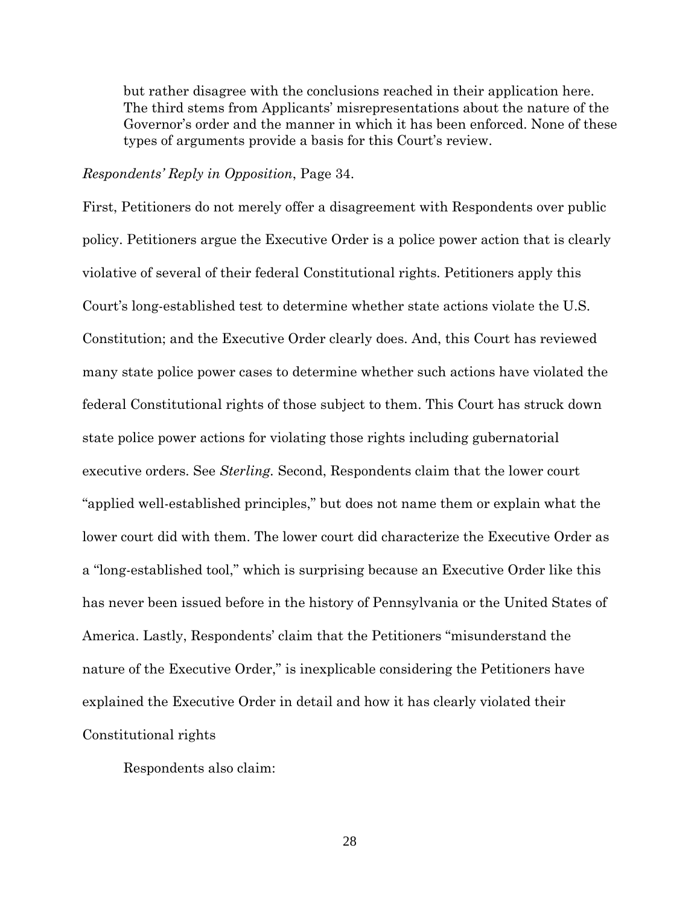> but rather disagree with the conclusions reached in their application here. The third stems from Applicants' misrepresentations about the nature of the Governor's order and the manner in which it has been enforced. None of these types of arguments provide a basis for this Court's review.

*Respondents' Reply in Opposition*, Page 34.

First, Petitioners do not merely offer a disagreement with Respondents over public policy. Petitioners argue the Executive Order is a police power action that is clearly violative of several of their federal Constitutional rights. Petitioners apply this Court's long-established test to determine whether state actions violate the U.S. Constitution; and the Executive Order clearly does. And, this Court has reviewed many state police power cases to determine whether such actions have violated the federal Constitutional rights of those subject to them. This Court has struck down state police power actions for violating those rights including gubernatorial executive orders. See *Sterling*. Second, Respondents claim that the lower court "applied well-established principles," but does not name them or explain what the lower court did with them. The lower court did characterize the Executive Order as a "long-established tool," which is surprising because an Executive Order like this has never been issued before in the history of Pennsylvania or the United States of America. Lastly, Respondents' claim that the Petitioners "misunderstand the nature of the Executive Order," is inexplicable considering the Petitioners have explained the Executive Order in detail and how it has clearly violated their Constitutional rights

Respondents also claim: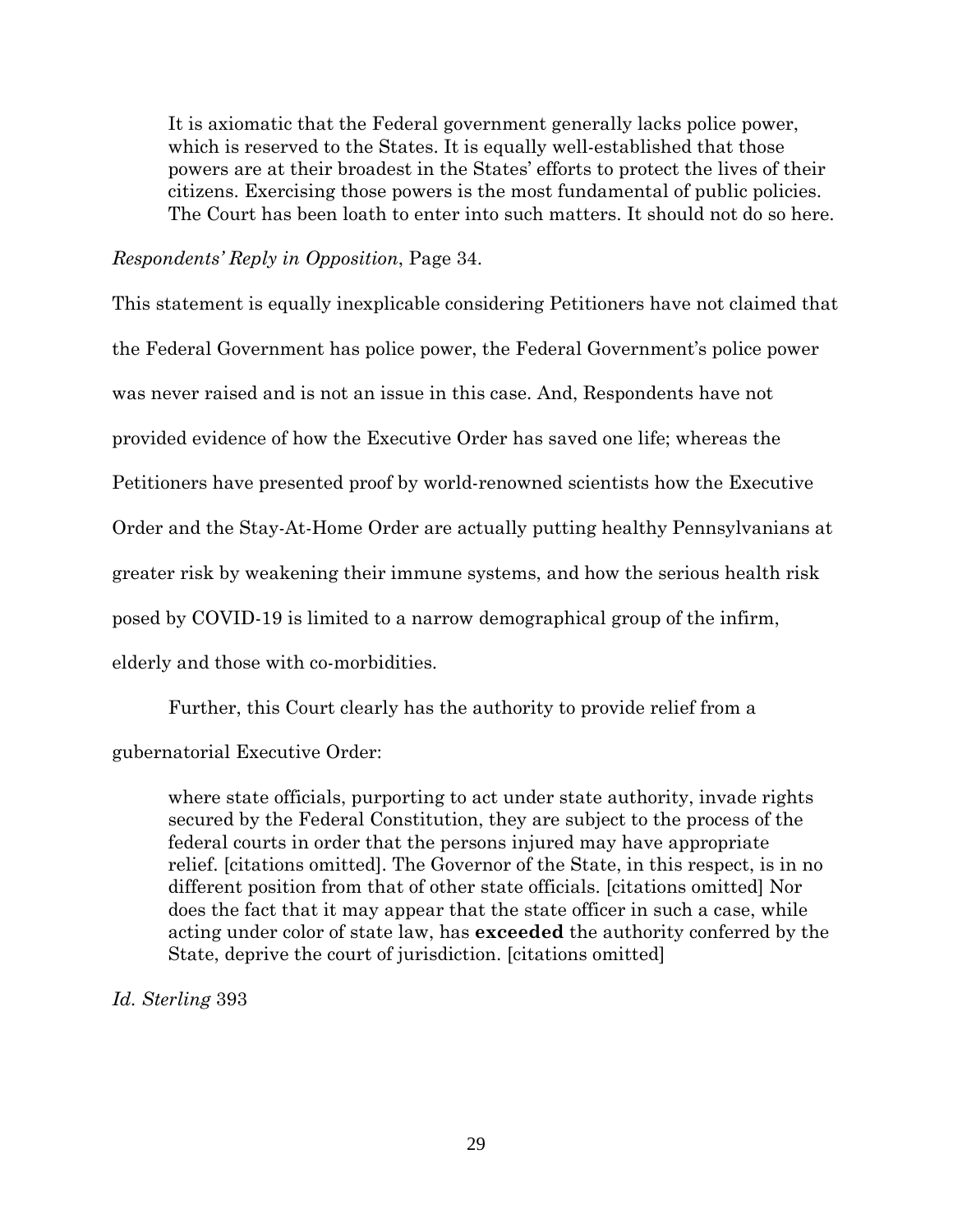> It is axiomatic that the Federal government generally lacks police power, which is reserved to the States. It is equally well-established that those powers are at their broadest in the States' efforts to protect the lives of their citizens. Exercising those powers is the most fundamental of public policies. The Court has been loath to enter into such matters. It should not do so here.

*Respondents' Reply in Opposition*, Page 34.

This statement is equally inexplicable considering Petitioners have not claimed that the Federal Government has police power, the Federal Government's police power was never raised and is not an issue in this case. And, Respondents have not provided evidence of how the Executive Order has saved one life; whereas the Petitioners have presented proof by world-renowned scientists how the Executive Order and the Stay-At-Home Order are actually putting healthy Pennsylvanians at greater risk by weakening their immune systems, and how the serious health risk posed by COVID-19 is limited to a narrow demographical group of the infirm, elderly and those with co-morbidities.

Further, this Court clearly has the authority to provide relief from a gubernatorial Executive Order:

> where state officials, purporting to act under state authority, invade rights secured by the Federal Constitution, they are subject to the process of the federal courts in order that the persons injured may have appropriate relief. [citations omitted]. The Governor of the State, in this respect, is in no different position from that of other state officials. [citations omitted] Nor does the fact that it may appear that the state officer in such a case, while acting under color of state law, has **exceeded** the authority conferred by the State, deprive the court of jurisdiction. [citations omitted]

*Id. Sterling* 393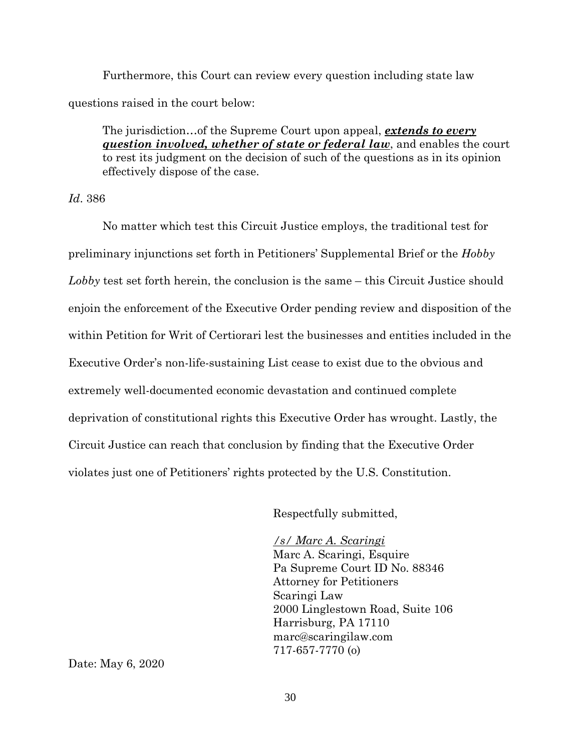Furthermore, this Court can review every question including state law questions raised in the court below:

> The jurisdiction…of the Supreme Court upon appeal, ***extends to every question involved, whether of state or federal law***, and enables the court to rest its judgment on the decision of such of the questions as in its opinion effectively dispose of the case.

*Id*. 386

No matter which test this Circuit Justice employs, the traditional test for preliminary injunctions set forth in Petitioners' Supplemental Brief or the *Hobby Lobby* test set forth herein, the conclusion is the same – this Circuit Justice should enjoin the enforcement of the Executive Order pending review and disposition of the within Petition for Writ of Certiorari lest the businesses and entities included in the Executive Order's non-life-sustaining List cease to exist due to the obvious and extremely well-documented economic devastation and continued complete deprivation of constitutional rights this Executive Order has wrought. Lastly, the Circuit Justice can reach that conclusion by finding that the Executive Order violates just one of Petitioners' rights protected by the U.S. Constitution.

Respectfully submitted,

*/s/ Marc A. Scaringi*
Marc A. Scaringi, Esquire
Pa Supreme Court ID No. 88346
Attorney for Petitioners
Scaringi Law
2000 Linglestown Road, Suite 106
Harrisburg, PA 17110
marc@scaringilaw.com
717-657-7770 (o)

Date: May 6, 2020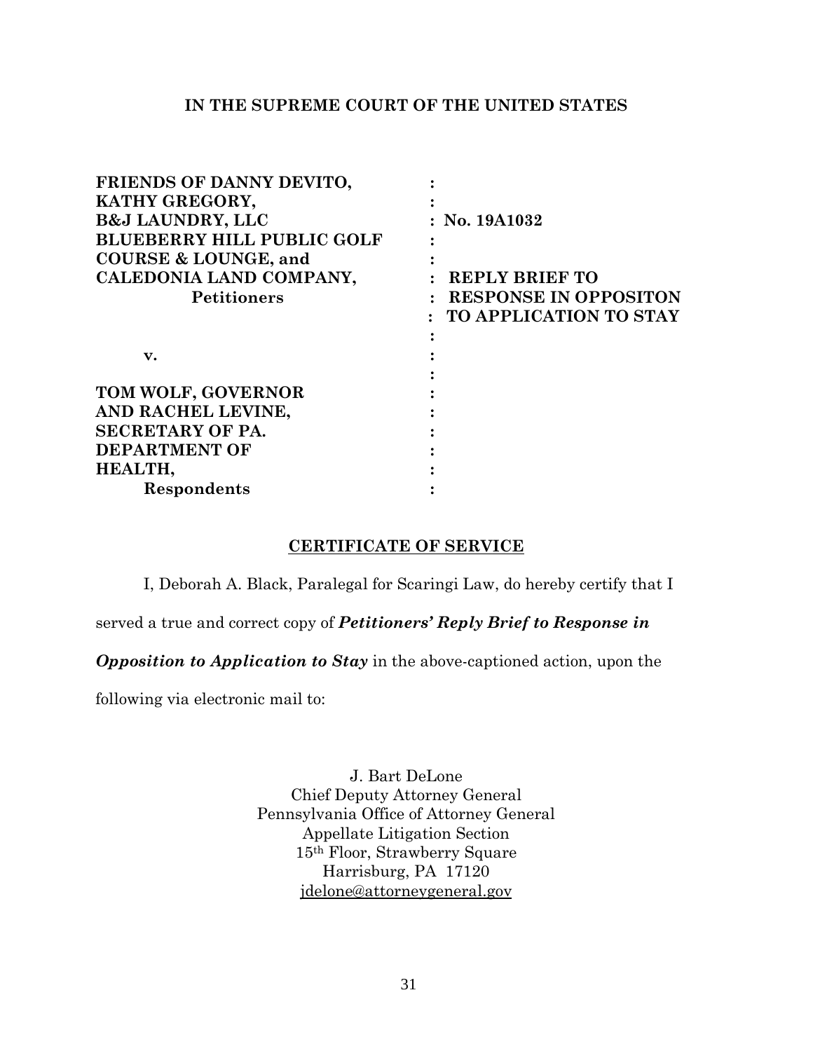**IN THE SUPREME COURT OF THE UNITED STATES**

| | | |
|---|---|---|
| **FRIENDS OF DANNY DEVITO,** | **:** | |
| **KATHY GREGORY,** | **:** | |
| **B&J LAUNDRY, LLC** | **:** | **No. 19A1032** |
| **BLUEBERRY HILL PUBLIC GOLF** | **:** | |
| **COURSE & LOUNGE, and** | **:** | |
| **CALEDONIA LAND COMPANY,** | **:** | **REPLY BRIEF TO** |
| **Petitioners** | **:** | **RESPONSE IN OPPOSITON** |
| | **:** | **TO APPLICATION TO STAY** |
| | **:** | |
| **v.** | **:** | |
| | **:** | |
| **TOM WOLF, GOVERNOR** | **:** | |
| **AND RACHEL LEVINE,** | **:** | |
| **SECRETARY OF PA.** | **:** | |
| **DEPARTMENT OF** | **:** | |
| **HEALTH,** | **:** | |
| **Respondents** | **:** | |

**CERTIFICATE OF SERVICE**

I, Deborah A. Black, Paralegal for Scaringi Law, do hereby certify that I served a true and correct copy of ***Petitioners' Reply Brief to Response in Opposition to Application to Stay*** in the above-captioned action, upon the following via electronic mail to:

J. Bart DeLone
Chief Deputy Attorney General
Pennsylvania Office of Attorney General
Appellate Litigation Section
15th Floor, Strawberry Square
Harrisburg, PA 17120
jdelone@attorneygeneral.gov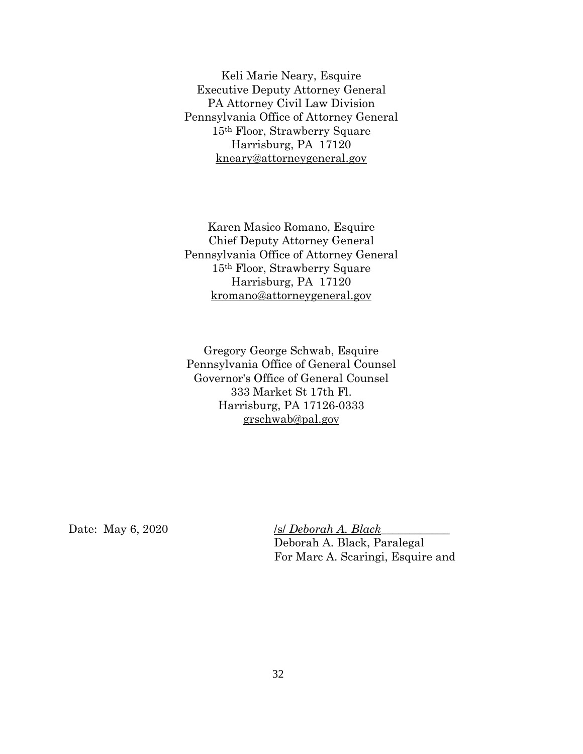Keli Marie Neary, Esquire
Executive Deputy Attorney General
PA Attorney Civil Law Division
Pennsylvania Office of Attorney General
15th Floor, Strawberry Square
Harrisburg, PA 17120
kneary@attorneygeneral.gov

Karen Masico Romano, Esquire
Chief Deputy Attorney General
Pennsylvania Office of Attorney General
15th Floor, Strawberry Square
Harrisburg, PA 17120
kromano@attorneygeneral.gov

Gregory George Schwab, Esquire
Pennsylvania Office of General Counsel
Governor's Office of General Counsel
333 Market St 17th Fl.
Harrisburg, PA 17126-0333
grschwab@pal.gov

Date: May 6, 2020

/s/ *Deborah A. Black*\_\_\_\_\_\_\_\_\_\_\_\_
Deborah A. Black, Paralegal
For Marc A. Scaringi, Esquire and